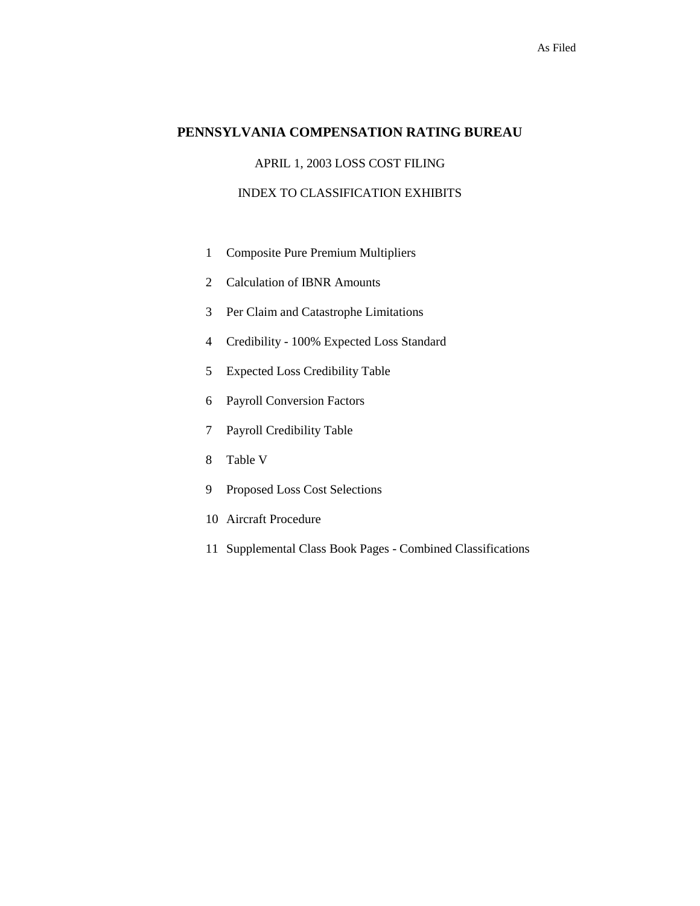As Filed

# PENNSYLVANIA COMPENSATION RATING BUREAU

APRIL 1, 2003 LOSS COST FILING

INDEX TO CLASSIFICATION EXHIBITS

1. Composite Pure Premium Multipliers
2. Calculation of IBNR Amounts
3. Per Claim and Catastrophe Limitations
4. Credibility - 100% Expected Loss Standard
5. Expected Loss Credibility Table
6. Payroll Conversion Factors
7. Payroll Credibility Table
8. Table V
9. Proposed Loss Cost Selections
10. Aircraft Procedure
11. Supplemental Class Book Pages - Combined Classifications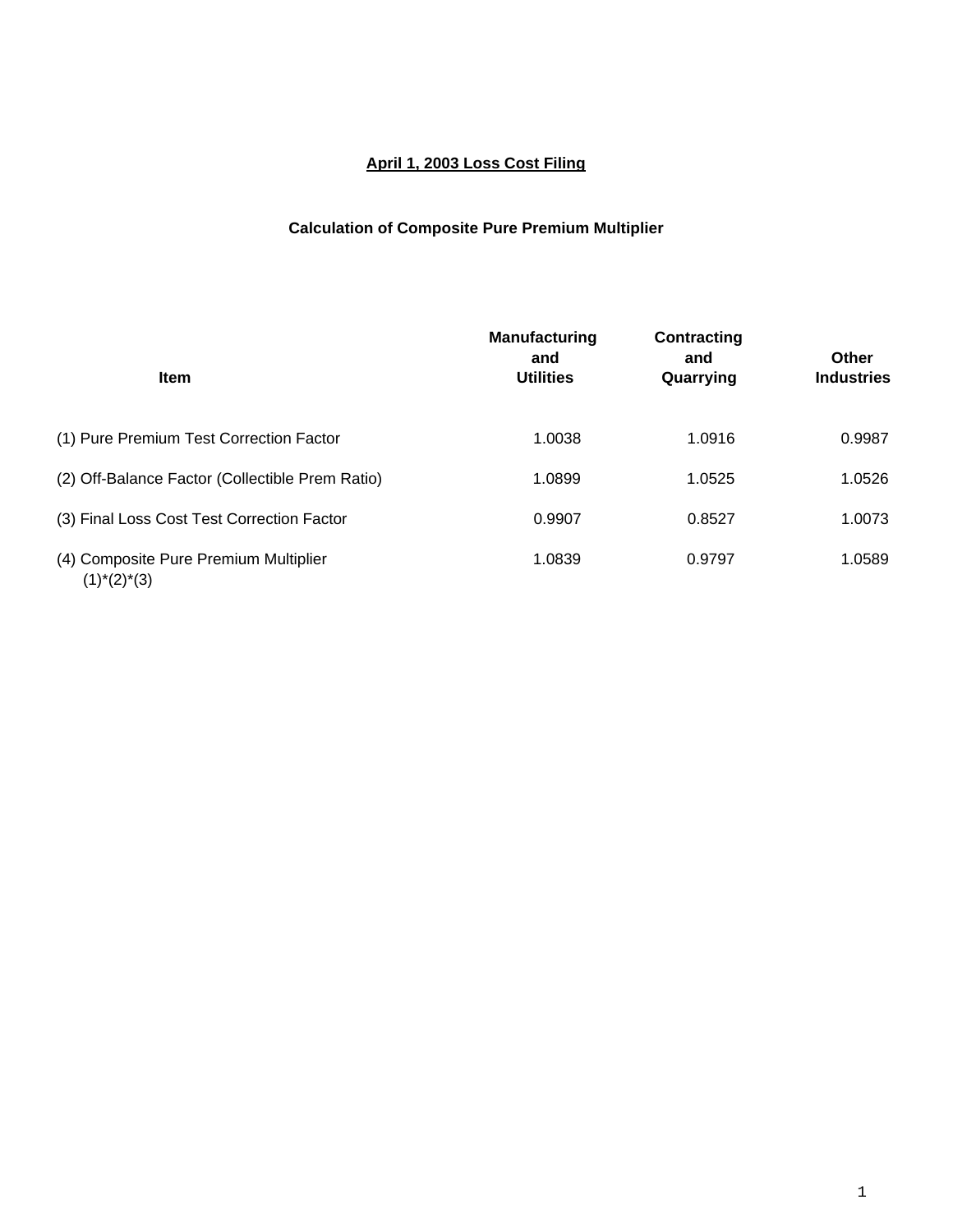# April 1, 2003 Loss Cost Filing

## Calculation of Composite Pure Premium Multiplier

| Item | Manufacturing and Utilities | Contracting and Quarrying | Other Industries |
|---|---|---|---|
| (1) Pure Premium Test Correction Factor | 1.0038 | 1.0916 | 0.9987 |
| (2) Off-Balance Factor (Collectible Prem Ratio) | 1.0899 | 1.0525 | 1.0526 |
| (3) Final Loss Cost Test Correction Factor | 0.9907 | 0.8527 | 1.0073 |
| (4) Composite Pure Premium Multiplier (1)*(2)*(3) | 1.0839 | 0.9797 | 1.0589 |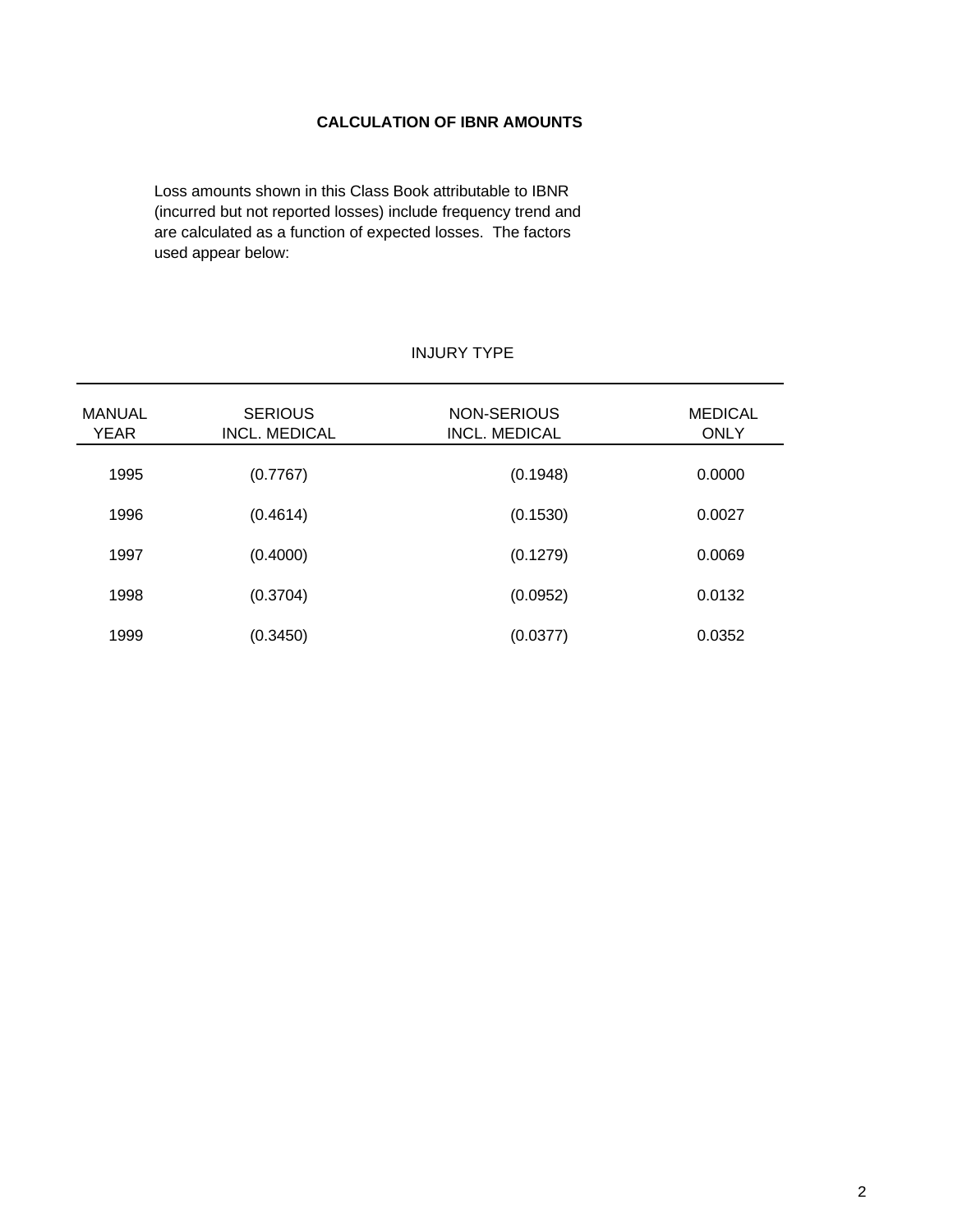## CALCULATION OF IBNR AMOUNTS

Loss amounts shown in this Class Book attributable to IBNR (incurred but not reported losses) include frequency trend and are calculated as a function of expected losses. The factors used appear below:

| | INJURY TYPE | | |
|---|---|---|---|
| MANUAL YEAR | SERIOUS INCL. MEDICAL | NON-SERIOUS INCL. MEDICAL | MEDICAL ONLY |
| 1995 | (0.7767) | (0.1948) | 0.0000 |
| 1996 | (0.4614) | (0.1530) | 0.0027 |
| 1997 | (0.4000) | (0.1279) | 0.0069 |
| 1998 | (0.3704) | (0.0952) | 0.0132 |
| 1999 | (0.3450) | (0.0377) | 0.0352 |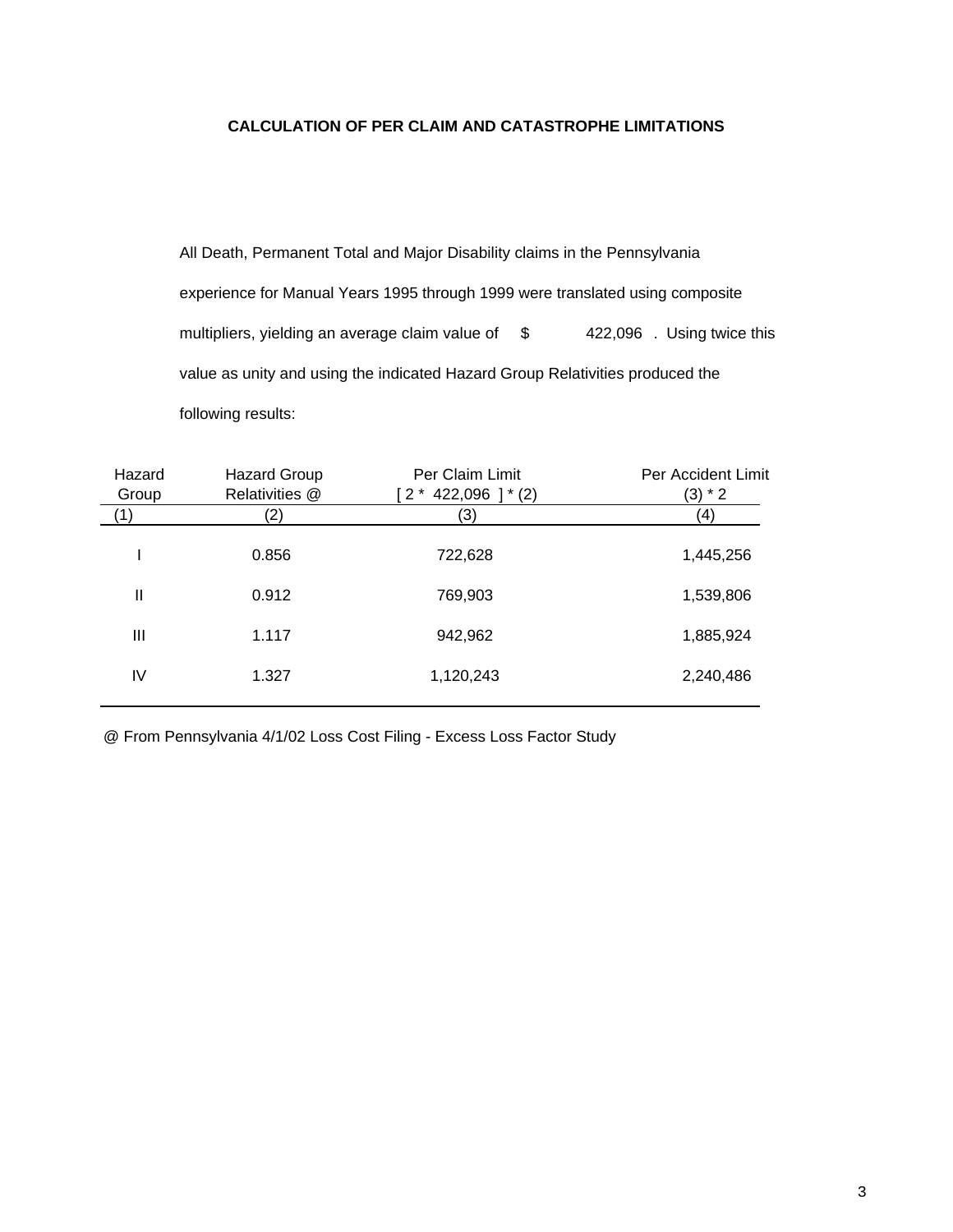## CALCULATION OF PER CLAIM AND CATASTROPHE LIMITATIONS

All Death, Permanent Total and Major Disability claims in the Pennsylvania experience for Manual Years 1995 through 1999 were translated using composite multipliers, yielding an average claim value of $ 422,096 . Using twice this value as unity and using the indicated Hazard Group Relativities produced the following results:

| Hazard Group | Hazard Group Relativities @ | Per Claim Limit [ 2 * 422,096 ] * (2) | Per Accident Limit (3) * 2 |
|---|---|---|---|
| (1) | (2) | (3) | (4) |
| I | 0.856 | 722,628 | 1,445,256 |
| II | 0.912 | 769,903 | 1,539,806 |
| III | 1.117 | 942,962 | 1,885,924 |
| IV | 1.327 | 1,120,243 | 2,240,486 |

@ From Pennsylvania 4/1/02 Loss Cost Filing - Excess Loss Factor Study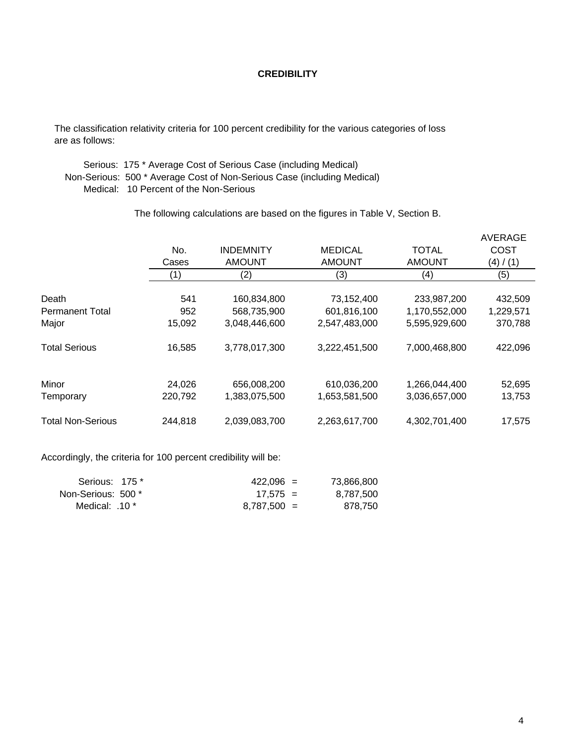# CREDIBILITY

The classification relativity criteria for 100 percent credibility for the various categories of loss are as follows:

Serious: 175 * Average Cost of Serious Case (including Medical)
Non-Serious: 500 * Average Cost of Non-Serious Case (including Medical)
Medical: 10 Percent of the Non-Serious

The following calculations are based on the figures in Table V, Section B.

| | No. Cases | INDEMNITY AMOUNT | MEDICAL AMOUNT | TOTAL AMOUNT | AVERAGE COST (4) / (1) |
|---|---|---|---|---|---|
| | (1) | (2) | (3) | (4) | (5) |
| Death | 541 | 160,834,800 | 73,152,400 | 233,987,200 | 432,509 |
| Permanent Total | 952 | 568,735,900 | 601,816,100 | 1,170,552,000 | 1,229,571 |
| Major | 15,092 | 3,048,446,600 | 2,547,483,000 | 5,595,929,600 | 370,788 |
| Total Serious | 16,585 | 3,778,017,300 | 3,222,451,500 | 7,000,468,800 | 422,096 |
| Minor | 24,026 | 656,008,200 | 610,036,200 | 1,266,044,400 | 52,695 |
| Temporary | 220,792 | 1,383,075,500 | 1,653,581,500 | 3,036,657,000 | 13,753 |
| Total Non-Serious | 244,818 | 2,039,083,700 | 2,263,617,700 | 4,302,701,400 | 17,575 |

Accordingly, the criteria for 100 percent credibility will be:

| | | | |
|---|---|---|---|
| Serious: 175 * | 422,096 | = | 73,866,800 |
| Non-Serious: 500 * | 17,575 | = | 8,787,500 |
| Medical: .10 * | 8,787,500 | = | 878,750 |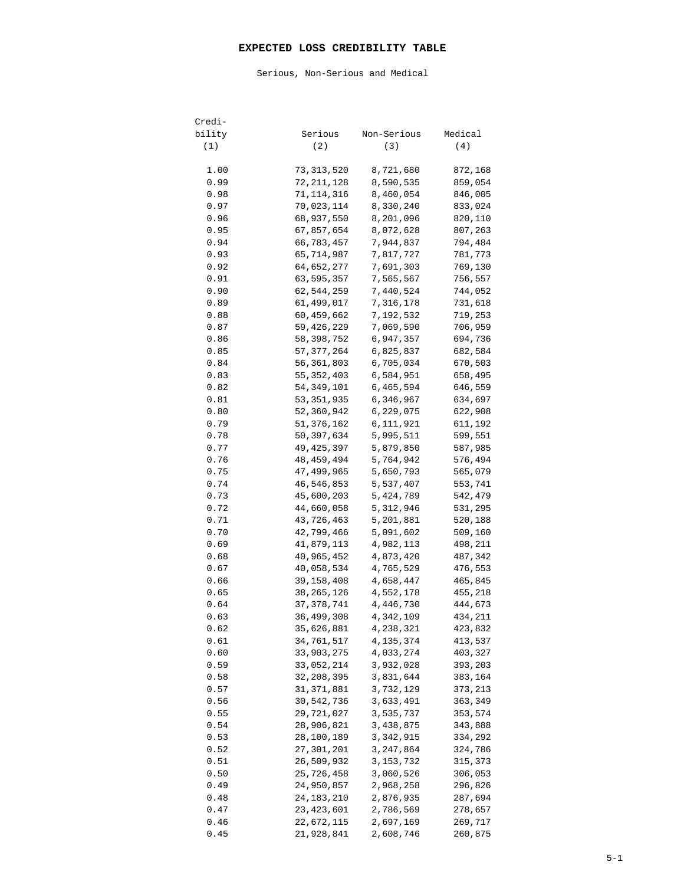# EXPECTED LOSS CREDIBILITY TABLE

Serious, Non-Serious and Medical

| Credi-bility (1) | Serious (2) | Non-Serious (3) | Medical (4) |
|---|---|---|---|
| 1.00 | 73,313,520 | 8,721,680 | 872,168 |
| 0.99 | 72,211,128 | 8,590,535 | 859,054 |
| 0.98 | 71,114,316 | 8,460,054 | 846,005 |
| 0.97 | 70,023,114 | 8,330,240 | 833,024 |
| 0.96 | 68,937,550 | 8,201,096 | 820,110 |
| 0.95 | 67,857,654 | 8,072,628 | 807,263 |
| 0.94 | 66,783,457 | 7,944,837 | 794,484 |
| 0.93 | 65,714,987 | 7,817,727 | 781,773 |
| 0.92 | 64,652,277 | 7,691,303 | 769,130 |
| 0.91 | 63,595,357 | 7,565,567 | 756,557 |
| 0.90 | 62,544,259 | 7,440,524 | 744,052 |
| 0.89 | 61,499,017 | 7,316,178 | 731,618 |
| 0.88 | 60,459,662 | 7,192,532 | 719,253 |
| 0.87 | 59,426,229 | 7,069,590 | 706,959 |
| 0.86 | 58,398,752 | 6,947,357 | 694,736 |
| 0.85 | 57,377,264 | 6,825,837 | 682,584 |
| 0.84 | 56,361,803 | 6,705,034 | 670,503 |
| 0.83 | 55,352,403 | 6,584,951 | 658,495 |
| 0.82 | 54,349,101 | 6,465,594 | 646,559 |
| 0.81 | 53,351,935 | 6,346,967 | 634,697 |
| 0.80 | 52,360,942 | 6,229,075 | 622,908 |
| 0.79 | 51,376,162 | 6,111,921 | 611,192 |
| 0.78 | 50,397,634 | 5,995,511 | 599,551 |
| 0.77 | 49,425,397 | 5,879,850 | 587,985 |
| 0.76 | 48,459,494 | 5,764,942 | 576,494 |
| 0.75 | 47,499,965 | 5,650,793 | 565,079 |
| 0.74 | 46,546,853 | 5,537,407 | 553,741 |
| 0.73 | 45,600,203 | 5,424,789 | 542,479 |
| 0.72 | 44,660,058 | 5,312,946 | 531,295 |
| 0.71 | 43,726,463 | 5,201,881 | 520,188 |
| 0.70 | 42,799,466 | 5,091,602 | 509,160 |
| 0.69 | 41,879,113 | 4,982,113 | 498,211 |
| 0.68 | 40,965,452 | 4,873,420 | 487,342 |
| 0.67 | 40,058,534 | 4,765,529 | 476,553 |
| 0.66 | 39,158,408 | 4,658,447 | 465,845 |
| 0.65 | 38,265,126 | 4,552,178 | 455,218 |
| 0.64 | 37,378,741 | 4,446,730 | 444,673 |
| 0.63 | 36,499,308 | 4,342,109 | 434,211 |
| 0.62 | 35,626,881 | 4,238,321 | 423,832 |
| 0.61 | 34,761,517 | 4,135,374 | 413,537 |
| 0.60 | 33,903,275 | 4,033,274 | 403,327 |
| 0.59 | 33,052,214 | 3,932,028 | 393,203 |
| 0.58 | 32,208,395 | 3,831,644 | 383,164 |
| 0.57 | 31,371,881 | 3,732,129 | 373,213 |
| 0.56 | 30,542,736 | 3,633,491 | 363,349 |
| 0.55 | 29,721,027 | 3,535,737 | 353,574 |
| 0.54 | 28,906,821 | 3,438,875 | 343,888 |
| 0.53 | 28,100,189 | 3,342,915 | 334,292 |
| 0.52 | 27,301,201 | 3,247,864 | 324,786 |
| 0.51 | 26,509,932 | 3,153,732 | 315,373 |
| 0.50 | 25,726,458 | 3,060,526 | 306,053 |
| 0.49 | 24,950,857 | 2,968,258 | 296,826 |
| 0.48 | 24,183,210 | 2,876,935 | 287,694 |
| 0.47 | 23,423,601 | 2,786,569 | 278,657 |
| 0.46 | 22,672,115 | 2,697,169 | 269,717 |
| 0.45 | 21,928,841 | 2,608,746 | 260,875 |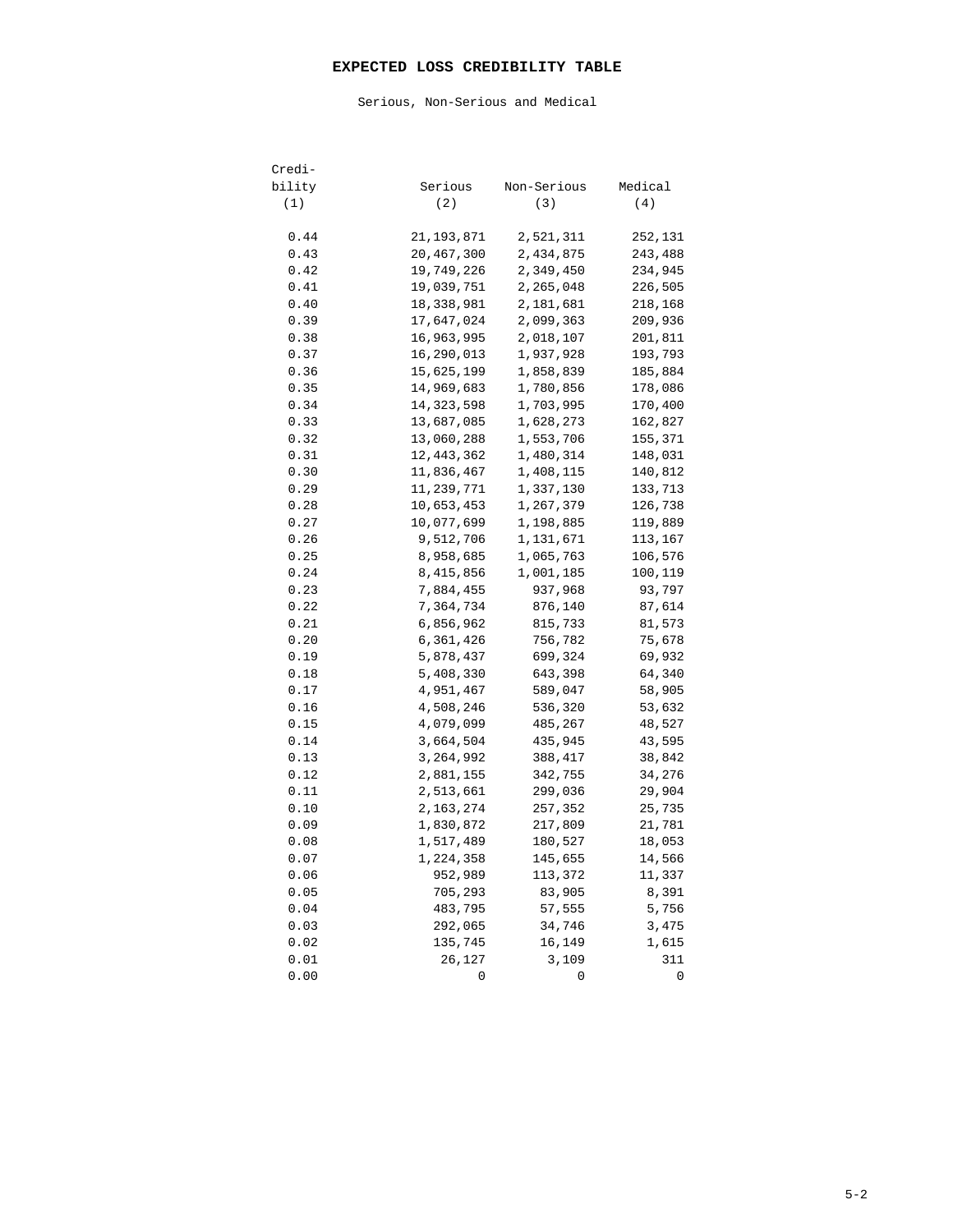# EXPECTED LOSS CREDIBILITY TABLE

Serious, Non-Serious and Medical

| Credibility (1) | Serious (2) | Non-Serious (3) | Medical (4) |
|---|---|---|---|
| 0.44 | 21,193,871 | 2,521,311 | 252,131 |
| 0.43 | 20,467,300 | 2,434,875 | 243,488 |
| 0.42 | 19,749,226 | 2,349,450 | 234,945 |
| 0.41 | 19,039,751 | 2,265,048 | 226,505 |
| 0.40 | 18,338,981 | 2,181,681 | 218,168 |
| 0.39 | 17,647,024 | 2,099,363 | 209,936 |
| 0.38 | 16,963,995 | 2,018,107 | 201,811 |
| 0.37 | 16,290,013 | 1,937,928 | 193,793 |
| 0.36 | 15,625,199 | 1,858,839 | 185,884 |
| 0.35 | 14,969,683 | 1,780,856 | 178,086 |
| 0.34 | 14,323,598 | 1,703,995 | 170,400 |
| 0.33 | 13,687,085 | 1,628,273 | 162,827 |
| 0.32 | 13,060,288 | 1,553,706 | 155,371 |
| 0.31 | 12,443,362 | 1,480,314 | 148,031 |
| 0.30 | 11,836,467 | 1,408,115 | 140,812 |
| 0.29 | 11,239,771 | 1,337,130 | 133,713 |
| 0.28 | 10,653,453 | 1,267,379 | 126,738 |
| 0.27 | 10,077,699 | 1,198,885 | 119,889 |
| 0.26 | 9,512,706 | 1,131,671 | 113,167 |
| 0.25 | 8,958,685 | 1,065,763 | 106,576 |
| 0.24 | 8,415,856 | 1,001,185 | 100,119 |
| 0.23 | 7,884,455 | 937,968 | 93,797 |
| 0.22 | 7,364,734 | 876,140 | 87,614 |
| 0.21 | 6,856,962 | 815,733 | 81,573 |
| 0.20 | 6,361,426 | 756,782 | 75,678 |
| 0.19 | 5,878,437 | 699,324 | 69,932 |
| 0.18 | 5,408,330 | 643,398 | 64,340 |
| 0.17 | 4,951,467 | 589,047 | 58,905 |
| 0.16 | 4,508,246 | 536,320 | 53,632 |
| 0.15 | 4,079,099 | 485,267 | 48,527 |
| 0.14 | 3,664,504 | 435,945 | 43,595 |
| 0.13 | 3,264,992 | 388,417 | 38,842 |
| 0.12 | 2,881,155 | 342,755 | 34,276 |
| 0.11 | 2,513,661 | 299,036 | 29,904 |
| 0.10 | 2,163,274 | 257,352 | 25,735 |
| 0.09 | 1,830,872 | 217,809 | 21,781 |
| 0.08 | 1,517,489 | 180,527 | 18,053 |
| 0.07 | 1,224,358 | 145,655 | 14,566 |
| 0.06 | 952,989 | 113,372 | 11,337 |
| 0.05 | 705,293 | 83,905 | 8,391 |
| 0.04 | 483,795 | 57,555 | 5,756 |
| 0.03 | 292,065 | 34,746 | 3,475 |
| 0.02 | 135,745 | 16,149 | 1,615 |
| 0.01 | 26,127 | 3,109 | 311 |
| 0.00 | 0 | 0 | 0 |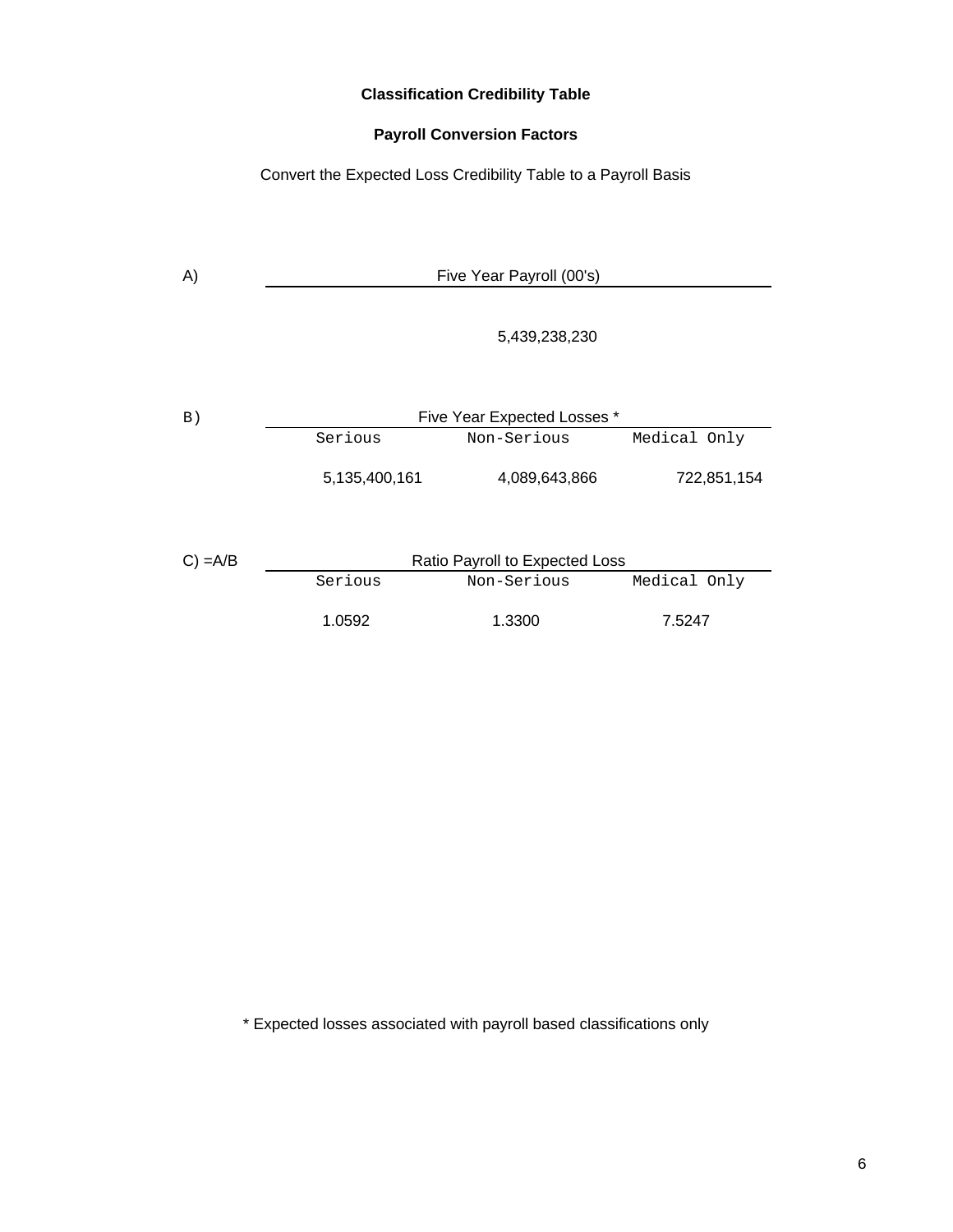## Classification Credibility Table

### Payroll Conversion Factors

Convert the Expected Loss Credibility Table to a Payroll Basis

A) Five Year Payroll (00's)

| Five Year Payroll (00's) |
|---|
| 5,439,238,230 |

B) Five Year Expected Losses *

| Serious | Non-Serious | Medical Only |
|---|---|---|
| 5,135,400,161 | 4,089,643,866 | 722,851,154 |

C) =A/B Ratio Payroll to Expected Loss

| Serious | Non-Serious | Medical Only |
|---|---|---|
| 1.0592 | 1.3300 | 7.5247 |

* Expected losses associated with payroll based classifications only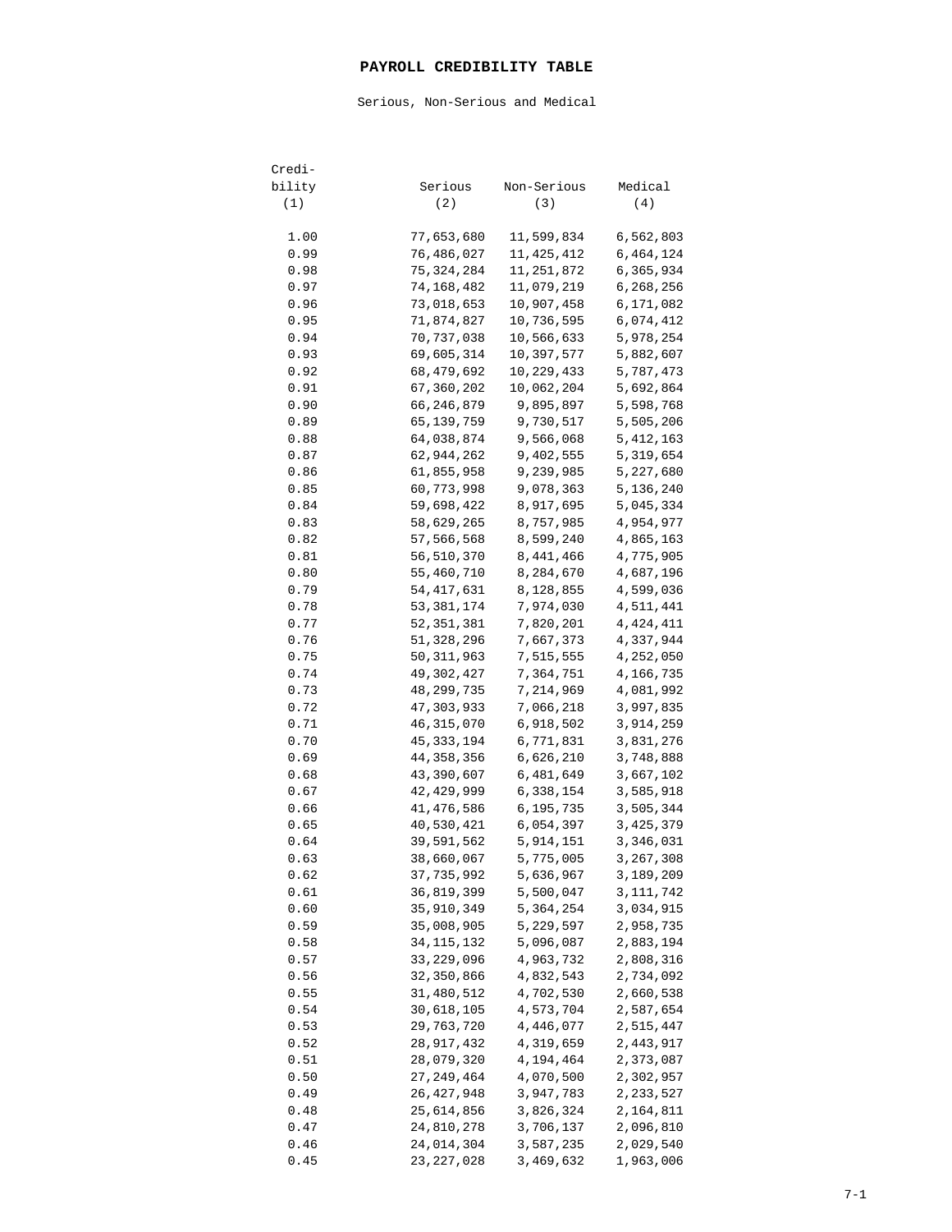# PAYROLL CREDIBILITY TABLE

Serious, Non-Serious and Medical

| Credibility (1) | Serious (2) | Non-Serious (3) | Medical (4) |
|---|---|---|---|
| 1.00 | 77,653,680 | 11,599,834 | 6,562,803 |
| 0.99 | 76,486,027 | 11,425,412 | 6,464,124 |
| 0.98 | 75,324,284 | 11,251,872 | 6,365,934 |
| 0.97 | 74,168,482 | 11,079,219 | 6,268,256 |
| 0.96 | 73,018,653 | 10,907,458 | 6,171,082 |
| 0.95 | 71,874,827 | 10,736,595 | 6,074,412 |
| 0.94 | 70,737,038 | 10,566,633 | 5,978,254 |
| 0.93 | 69,605,314 | 10,397,577 | 5,882,607 |
| 0.92 | 68,479,692 | 10,229,433 | 5,787,473 |
| 0.91 | 67,360,202 | 10,062,204 | 5,692,864 |
| 0.90 | 66,246,879 | 9,895,897 | 5,598,768 |
| 0.89 | 65,139,759 | 9,730,517 | 5,505,206 |
| 0.88 | 64,038,874 | 9,566,068 | 5,412,163 |
| 0.87 | 62,944,262 | 9,402,555 | 5,319,654 |
| 0.86 | 61,855,958 | 9,239,985 | 5,227,680 |
| 0.85 | 60,773,998 | 9,078,363 | 5,136,240 |
| 0.84 | 59,698,422 | 8,917,695 | 5,045,334 |
| 0.83 | 58,629,265 | 8,757,985 | 4,954,977 |
| 0.82 | 57,566,568 | 8,599,240 | 4,865,163 |
| 0.81 | 56,510,370 | 8,441,466 | 4,775,905 |
| 0.80 | 55,460,710 | 8,284,670 | 4,687,196 |
| 0.79 | 54,417,631 | 8,128,855 | 4,599,036 |
| 0.78 | 53,381,174 | 7,974,030 | 4,511,441 |
| 0.77 | 52,351,381 | 7,820,201 | 4,424,411 |
| 0.76 | 51,328,296 | 7,667,373 | 4,337,944 |
| 0.75 | 50,311,963 | 7,515,555 | 4,252,050 |
| 0.74 | 49,302,427 | 7,364,751 | 4,166,735 |
| 0.73 | 48,299,735 | 7,214,969 | 4,081,992 |
| 0.72 | 47,303,933 | 7,066,218 | 3,997,835 |
| 0.71 | 46,315,070 | 6,918,502 | 3,914,259 |
| 0.70 | 45,333,194 | 6,771,831 | 3,831,276 |
| 0.69 | 44,358,356 | 6,626,210 | 3,748,888 |
| 0.68 | 43,390,607 | 6,481,649 | 3,667,102 |
| 0.67 | 42,429,999 | 6,338,154 | 3,585,918 |
| 0.66 | 41,476,586 | 6,195,735 | 3,505,344 |
| 0.65 | 40,530,421 | 6,054,397 | 3,425,379 |
| 0.64 | 39,591,562 | 5,914,151 | 3,346,031 |
| 0.63 | 38,660,067 | 5,775,005 | 3,267,308 |
| 0.62 | 37,735,992 | 5,636,967 | 3,189,209 |
| 0.61 | 36,819,399 | 5,500,047 | 3,111,742 |
| 0.60 | 35,910,349 | 5,364,254 | 3,034,915 |
| 0.59 | 35,008,905 | 5,229,597 | 2,958,735 |
| 0.58 | 34,115,132 | 5,096,087 | 2,883,194 |
| 0.57 | 33,229,096 | 4,963,732 | 2,808,316 |
| 0.56 | 32,350,866 | 4,832,543 | 2,734,092 |
| 0.55 | 31,480,512 | 4,702,530 | 2,660,538 |
| 0.54 | 30,618,105 | 4,573,704 | 2,587,654 |
| 0.53 | 29,763,720 | 4,446,077 | 2,515,447 |
| 0.52 | 28,917,432 | 4,319,659 | 2,443,917 |
| 0.51 | 28,079,320 | 4,194,464 | 2,373,087 |
| 0.50 | 27,249,464 | 4,070,500 | 2,302,957 |
| 0.49 | 26,427,948 | 3,947,783 | 2,233,527 |
| 0.48 | 25,614,856 | 3,826,324 | 2,164,811 |
| 0.47 | 24,810,278 | 3,706,137 | 2,096,810 |
| 0.46 | 24,014,304 | 3,587,235 | 2,029,540 |
| 0.45 | 23,227,028 | 3,469,632 | 1,963,006 |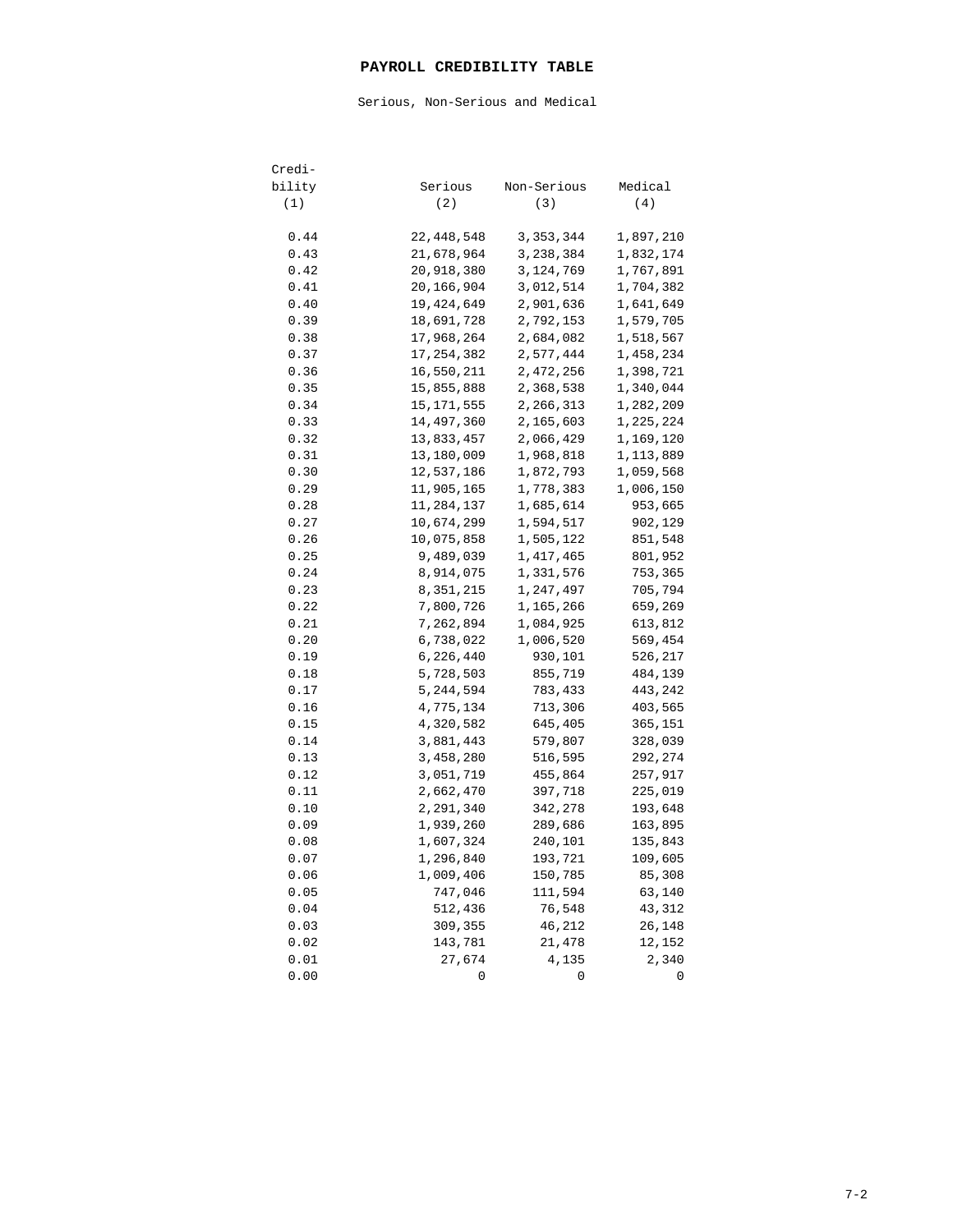# PAYROLL CREDIBILITY TABLE

Serious, Non-Serious and Medical

| Credi-bility (1) | Serious (2) | Non-Serious (3) | Medical (4) |
|---|---|---|---|
| 0.44 | 22,448,548 | 3,353,344 | 1,897,210 |
| 0.43 | 21,678,964 | 3,238,384 | 1,832,174 |
| 0.42 | 20,918,380 | 3,124,769 | 1,767,891 |
| 0.41 | 20,166,904 | 3,012,514 | 1,704,382 |
| 0.40 | 19,424,649 | 2,901,636 | 1,641,649 |
| 0.39 | 18,691,728 | 2,792,153 | 1,579,705 |
| 0.38 | 17,968,264 | 2,684,082 | 1,518,567 |
| 0.37 | 17,254,382 | 2,577,444 | 1,458,234 |
| 0.36 | 16,550,211 | 2,472,256 | 1,398,721 |
| 0.35 | 15,855,888 | 2,368,538 | 1,340,044 |
| 0.34 | 15,171,555 | 2,266,313 | 1,282,209 |
| 0.33 | 14,497,360 | 2,165,603 | 1,225,224 |
| 0.32 | 13,833,457 | 2,066,429 | 1,169,120 |
| 0.31 | 13,180,009 | 1,968,818 | 1,113,889 |
| 0.30 | 12,537,186 | 1,872,793 | 1,059,568 |
| 0.29 | 11,905,165 | 1,778,383 | 1,006,150 |
| 0.28 | 11,284,137 | 1,685,614 | 953,665 |
| 0.27 | 10,674,299 | 1,594,517 | 902,129 |
| 0.26 | 10,075,858 | 1,505,122 | 851,548 |
| 0.25 | 9,489,039 | 1,417,465 | 801,952 |
| 0.24 | 8,914,075 | 1,331,576 | 753,365 |
| 0.23 | 8,351,215 | 1,247,497 | 705,794 |
| 0.22 | 7,800,726 | 1,165,266 | 659,269 |
| 0.21 | 7,262,894 | 1,084,925 | 613,812 |
| 0.20 | 6,738,022 | 1,006,520 | 569,454 |
| 0.19 | 6,226,440 | 930,101 | 526,217 |
| 0.18 | 5,728,503 | 855,719 | 484,139 |
| 0.17 | 5,244,594 | 783,433 | 443,242 |
| 0.16 | 4,775,134 | 713,306 | 403,565 |
| 0.15 | 4,320,582 | 645,405 | 365,151 |
| 0.14 | 3,881,443 | 579,807 | 328,039 |
| 0.13 | 3,458,280 | 516,595 | 292,274 |
| 0.12 | 3,051,719 | 455,864 | 257,917 |
| 0.11 | 2,662,470 | 397,718 | 225,019 |
| 0.10 | 2,291,340 | 342,278 | 193,648 |
| 0.09 | 1,939,260 | 289,686 | 163,895 |
| 0.08 | 1,607,324 | 240,101 | 135,843 |
| 0.07 | 1,296,840 | 193,721 | 109,605 |
| 0.06 | 1,009,406 | 150,785 | 85,308 |
| 0.05 | 747,046 | 111,594 | 63,140 |
| 0.04 | 512,436 | 76,548 | 43,312 |
| 0.03 | 309,355 | 46,212 | 26,148 |
| 0.02 | 143,781 | 21,478 | 12,152 |
| 0.01 | 27,674 | 4,135 | 2,340 |
| 0.00 | 0 | 0 | 0 |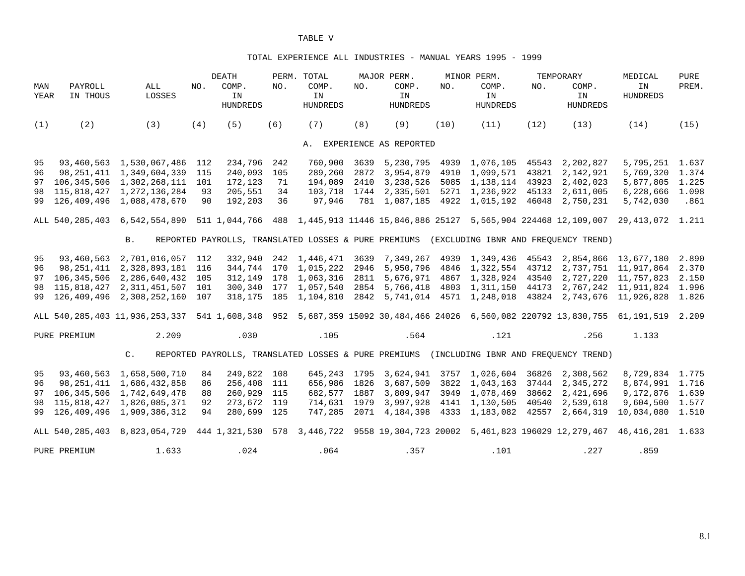# TABLE V

## TOTAL EXPERIENCE ALL INDUSTRIES - MANUAL YEARS 1995 - 1999

| MAN YEAR | PAYROLL IN THOUS | ALL LOSSES | DEATH NO. | DEATH COMP. IN HUNDREDS | PERM. TOTAL NO. | PERM. TOTAL COMP. IN HUNDREDS | MAJOR PERM. NO. | MAJOR PERM. COMP. IN HUNDREDS | MINOR PERM. NO. | MINOR PERM. COMP. IN HUNDREDS | TEMPORARY NO. | TEMPORARY COMP. IN HUNDREDS | MEDICAL IN HUNDREDS | PURE PREM. |
|---|---|---|---|---|---|---|---|---|---|---|---|---|---|---|
| (1) | (2) | (3) | (4) | (5) | (6) | (7) | (8) | (9) | (10) | (11) | (12) | (13) | (14) | (15) |
| **A. EXPERIENCE AS REPORTED** | | | | | | | | | | | | | | |
| 95 | 93,460,563 | 1,530,067,486 | 112 | 234,796 | 242 | 760,900 | 3639 | 5,230,795 | 4939 | 1,076,105 | 45543 | 2,202,827 | 5,795,251 | 1.637 |
| 96 | 98,251,411 | 1,349,604,339 | 115 | 240,093 | 105 | 289,260 | 2872 | 3,954,879 | 4910 | 1,099,571 | 43821 | 2,142,921 | 5,769,320 | 1.374 |
| 97 | 106,345,506 | 1,302,268,111 | 101 | 172,123 | 71 | 194,089 | 2410 | 3,238,526 | 5085 | 1,138,114 | 43923 | 2,402,023 | 5,877,805 | 1.225 |
| 98 | 115,818,427 | 1,272,136,284 | 93 | 205,551 | 34 | 103,718 | 1744 | 2,335,501 | 5271 | 1,236,922 | 45133 | 2,611,005 | 6,228,666 | 1.098 |
| 99 | 126,409,496 | 1,088,478,670 | 90 | 192,203 | 36 | 97,946 | 781 | 1,087,185 | 4922 | 1,015,192 | 46048 | 2,750,231 | 5,742,030 | .861 |
| ALL | 540,285,403 | 6,542,554,890 | 511 | 1,044,766 | 488 | 1,445,913 | 11446 | 15,846,886 | 25127 | 5,565,904 | 224468 | 12,109,007 | 29,413,072 | 1.211 |
| **B. REPORTED PAYROLLS, TRANSLATED LOSSES & PURE PREMIUMS (EXCLUDING IBNR AND FREQUENCY TREND)** | | | | | | | | | | | | | | |
| 95 | 93,460,563 | 2,701,016,057 | 112 | 332,940 | 242 | 1,446,471 | 3639 | 7,349,267 | 4939 | 1,349,436 | 45543 | 2,854,866 | 13,677,180 | 2.890 |
| 96 | 98,251,411 | 2,328,893,181 | 116 | 344,744 | 170 | 1,015,222 | 2946 | 5,950,796 | 4846 | 1,322,554 | 43712 | 2,737,751 | 11,917,864 | 2.370 |
| 97 | 106,345,506 | 2,286,640,432 | 105 | 312,149 | 178 | 1,063,316 | 2811 | 5,676,971 | 4867 | 1,328,924 | 43540 | 2,727,220 | 11,757,823 | 2.150 |
| 98 | 115,818,427 | 2,311,451,507 | 101 | 300,340 | 177 | 1,057,540 | 2854 | 5,766,418 | 4803 | 1,311,150 | 44173 | 2,767,242 | 11,911,824 | 1.996 |
| 99 | 126,409,496 | 2,308,252,160 | 107 | 318,175 | 185 | 1,104,810 | 2842 | 5,741,014 | 4571 | 1,248,018 | 43824 | 2,743,676 | 11,926,828 | 1.826 |
| ALL | 540,285,403 | 11,936,253,337 | 541 | 1,608,348 | 952 | 5,687,359 | 15092 | 30,484,466 | 24026 | 6,560,082 | 220792 | 13,830,755 | 61,191,519 | 2.209 |
| PURE PREMIUM | | 2.209 | | .030 | | .105 | | .564 | | .121 | | .256 | 1.133 | |
| **C. REPORTED PAYROLLS, TRANSLATED LOSSES & PURE PREMIUMS (INCLUDING IBNR AND FREQUENCY TREND)** | | | | | | | | | | | | | | |
| 95 | 93,460,563 | 1,658,500,710 | 84 | 249,822 | 108 | 645,243 | 1795 | 3,624,941 | 3757 | 1,026,604 | 36826 | 2,308,562 | 8,729,834 | 1.775 |
| 96 | 98,251,411 | 1,686,432,858 | 86 | 256,408 | 111 | 656,986 | 1826 | 3,687,509 | 3822 | 1,043,163 | 37444 | 2,345,272 | 8,874,991 | 1.716 |
| 97 | 106,345,506 | 1,742,649,478 | 88 | 260,929 | 115 | 682,577 | 1887 | 3,809,947 | 3949 | 1,078,469 | 38662 | 2,421,696 | 9,172,876 | 1.639 |
| 98 | 115,818,427 | 1,826,085,371 | 92 | 273,672 | 119 | 714,631 | 1979 | 3,997,928 | 4141 | 1,130,505 | 40540 | 2,539,618 | 9,604,500 | 1.577 |
| 99 | 126,409,496 | 1,909,386,312 | 94 | 280,699 | 125 | 747,285 | 2071 | 4,184,398 | 4333 | 1,183,082 | 42557 | 2,664,319 | 10,034,080 | 1.510 |
| ALL | 540,285,403 | 8,823,054,729 | 444 | 1,321,530 | 578 | 3,446,722 | 9558 | 19,304,723 | 20002 | 5,461,823 | 196029 | 12,279,467 | 46,416,281 | 1.633 |
| PURE PREMIUM | | 1.633 | | .024 | | .064 | | .357 | | .101 | | .227 | .859 | |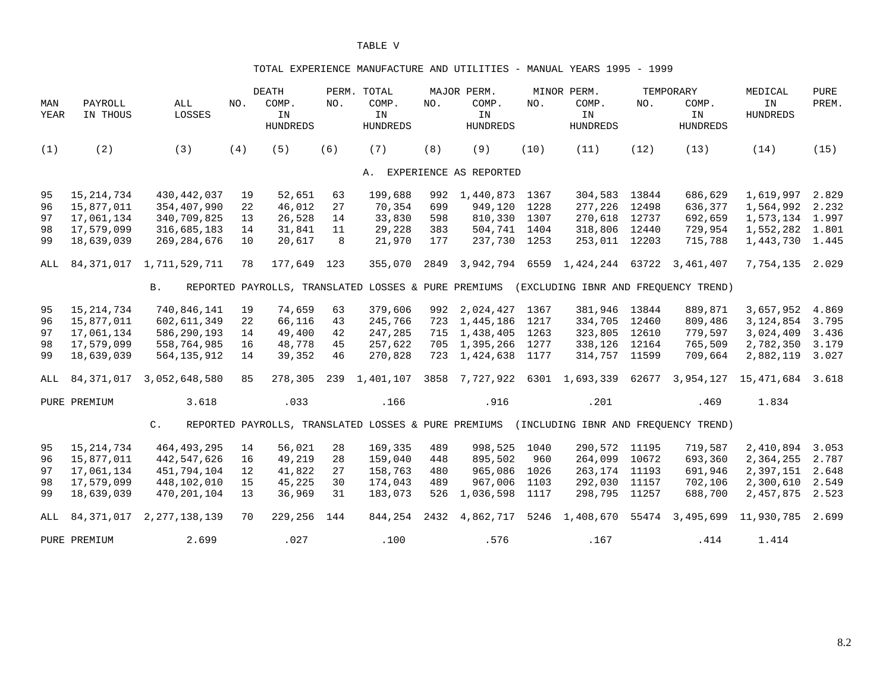# TABLE V

## TOTAL EXPERIENCE MANUFACTURE AND UTILITIES - MANUAL YEARS 1995 - 1999

| MAN YEAR | PAYROLL IN THOUS | ALL LOSSES | NO. | DEATH COMP. IN HUNDREDS | NO. | PERM. TOTAL COMP. IN HUNDREDS | NO. | MAJOR PERM. COMP. IN HUNDREDS | NO. | MINOR PERM. COMP. IN HUNDREDS | NO. | TEMPORARY COMP. IN HUNDREDS | MEDICAL IN HUNDREDS | PURE PREM. |
|---|---|---|---|---|---|---|---|---|---|---|---|---|---|---|
| (1) | (2) | (3) | (4) | (5) | (6) | (7) | (8) | (9) | (10) | (11) | (12) | (13) | (14) | (15) |
| | | | | | | A. EXPERIENCE AS REPORTED | | | | | | | | |
| 95 | 15,214,734 | 430,442,037 | 19 | 52,651 | 63 | 199,688 | 992 | 1,440,873 | 1367 | 304,583 | 13844 | 686,629 | 1,619,997 | 2.829 |
| 96 | 15,877,011 | 354,407,990 | 22 | 46,012 | 27 | 70,354 | 699 | 949,120 | 1228 | 277,226 | 12498 | 636,377 | 1,564,992 | 2.232 |
| 97 | 17,061,134 | 340,709,825 | 13 | 26,528 | 14 | 33,830 | 598 | 810,330 | 1307 | 270,618 | 12737 | 692,659 | 1,573,134 | 1.997 |
| 98 | 17,579,099 | 316,685,183 | 14 | 31,841 | 11 | 29,228 | 383 | 504,741 | 1404 | 318,806 | 12440 | 729,954 | 1,552,282 | 1.801 |
| 99 | 18,639,039 | 269,284,676 | 10 | 20,617 | 8 | 21,970 | 177 | 237,730 | 1253 | 253,011 | 12203 | 715,788 | 1,443,730 | 1.445 |
| ALL | 84,371,017 | 1,711,529,711 | 78 | 177,649 | 123 | 355,070 | 2849 | 3,942,794 | 6559 | 1,424,244 | 63722 | 3,461,407 | 7,754,135 | 2.029 |
| | | B. REPORTED PAYROLLS, TRANSLATED LOSSES & PURE PREMIUMS (EXCLUDING IBNR AND FREQUENCY TREND) | | | | | | | | | | | | |
| 95 | 15,214,734 | 740,846,141 | 19 | 74,659 | 63 | 379,606 | 992 | 2,024,427 | 1367 | 381,946 | 13844 | 889,871 | 3,657,952 | 4.869 |
| 96 | 15,877,011 | 602,611,349 | 22 | 66,116 | 43 | 245,766 | 723 | 1,445,186 | 1217 | 334,705 | 12460 | 809,486 | 3,124,854 | 3.795 |
| 97 | 17,061,134 | 586,290,193 | 14 | 49,400 | 42 | 247,285 | 715 | 1,438,405 | 1263 | 323,805 | 12610 | 779,597 | 3,024,409 | 3.436 |
| 98 | 17,579,099 | 558,764,985 | 16 | 48,778 | 45 | 257,622 | 705 | 1,395,266 | 1277 | 338,126 | 12164 | 765,509 | 2,782,350 | 3.179 |
| 99 | 18,639,039 | 564,135,912 | 14 | 39,352 | 46 | 270,828 | 723 | 1,424,638 | 1177 | 314,757 | 11599 | 709,664 | 2,882,119 | 3.027 |
| ALL | 84,371,017 | 3,052,648,580 | 85 | 278,305 | 239 | 1,401,107 | 3858 | 7,727,922 | 6301 | 1,693,339 | 62677 | 3,954,127 | 15,471,684 | 3.618 |
| PURE PREMIUM | | 3.618 | | .033 | | .166 | | .916 | | .201 | | .469 | 1.834 | |
| | | C. REPORTED PAYROLLS, TRANSLATED LOSSES & PURE PREMIUMS (INCLUDING IBNR AND FREQUENCY TREND) | | | | | | | | | | | | |
| 95 | 15,214,734 | 464,493,295 | 14 | 56,021 | 28 | 169,335 | 489 | 998,525 | 1040 | 290,572 | 11195 | 719,587 | 2,410,894 | 3.053 |
| 96 | 15,877,011 | 442,547,626 | 16 | 49,219 | 28 | 159,040 | 448 | 895,502 | 960 | 264,099 | 10672 | 693,360 | 2,364,255 | 2.787 |
| 97 | 17,061,134 | 451,794,104 | 12 | 41,822 | 27 | 158,763 | 480 | 965,086 | 1026 | 263,174 | 11193 | 691,946 | 2,397,151 | 2.648 |
| 98 | 17,579,099 | 448,102,010 | 15 | 45,225 | 30 | 174,043 | 489 | 967,006 | 1103 | 292,030 | 11157 | 702,106 | 2,300,610 | 2.549 |
| 99 | 18,639,039 | 470,201,104 | 13 | 36,969 | 31 | 183,073 | 526 | 1,036,598 | 1117 | 298,795 | 11257 | 688,700 | 2,457,875 | 2.523 |
| ALL | 84,371,017 | 2,277,138,139 | 70 | 229,256 | 144 | 844,254 | 2432 | 4,862,717 | 5246 | 1,408,670 | 55474 | 3,495,699 | 11,930,785 | 2.699 |
| PURE PREMIUM | | 2.699 | | .027 | | .100 | | .576 | | .167 | | .414 | 1.414 | |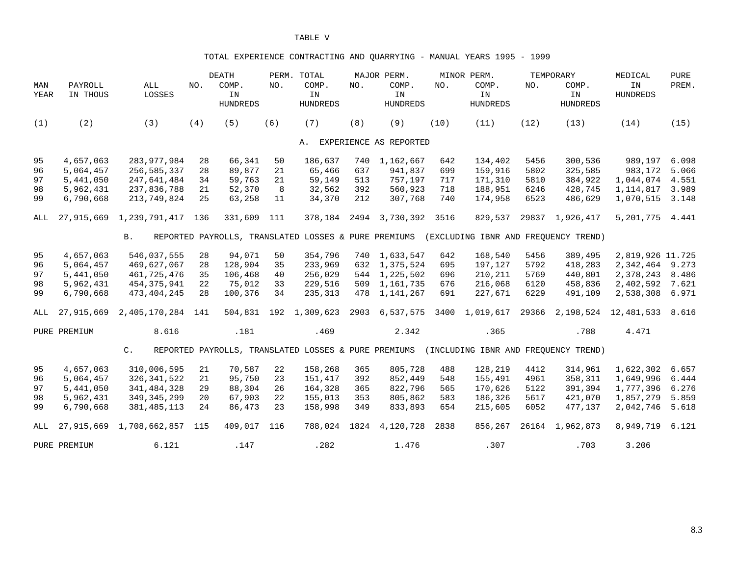# TABLE V

## TOTAL EXPERIENCE CONTRACTING AND QUARRYING - MANUAL YEARS 1995 - 1999

| MAN YEAR | PAYROLL IN THOUS | ALL LOSSES | NO. | DEATH COMP. IN HUNDREDS | NO. | PERM. TOTAL COMP. IN HUNDREDS | NO. | MAJOR PERM. COMP. IN HUNDREDS | NO. | MINOR PERM. COMP. IN HUNDREDS | NO. | TEMPORARY COMP. IN HUNDREDS | MEDICAL IN HUNDREDS | PURE PREM. |
|---|---|---|---|---|---|---|---|---|---|---|---|---|---|---|
| (1) | (2) | (3) | (4) | (5) | (6) | (7) | (8) | (9) | (10) | (11) | (12) | (13) | (14) | (15) |
| **A. EXPERIENCE AS REPORTED** | | | | | | | | | | | | | | |
| 95 | 4,657,063 | 283,977,984 | 28 | 66,341 | 50 | 186,637 | 740 | 1,162,667 | 642 | 134,402 | 5456 | 300,536 | 989,197 | 6.098 |
| 96 | 5,064,457 | 256,585,337 | 28 | 89,877 | 21 | 65,466 | 637 | 941,837 | 699 | 159,916 | 5802 | 325,585 | 983,172 | 5.066 |
| 97 | 5,441,050 | 247,641,484 | 34 | 59,763 | 21 | 59,149 | 513 | 757,197 | 717 | 171,310 | 5810 | 384,922 | 1,044,074 | 4.551 |
| 98 | 5,962,431 | 237,836,788 | 21 | 52,370 | 8 | 32,562 | 392 | 560,923 | 718 | 188,951 | 6246 | 428,745 | 1,114,817 | 3.989 |
| 99 | 6,790,668 | 213,749,824 | 25 | 63,258 | 11 | 34,370 | 212 | 307,768 | 740 | 174,958 | 6523 | 486,629 | 1,070,515 | 3.148 |
| ALL | 27,915,669 | 1,239,791,417 | 136 | 331,609 | 111 | 378,184 | 2494 | 3,730,392 | 3516 | 829,537 | 29837 | 1,926,417 | 5,201,775 | 4.441 |
| **B. REPORTED PAYROLLS, TRANSLATED LOSSES & PURE PREMIUMS (EXCLUDING IBNR AND FREQUENCY TREND)** | | | | | | | | | | | | | | |
| 95 | 4,657,063 | 546,037,555 | 28 | 94,071 | 50 | 354,796 | 740 | 1,633,547 | 642 | 168,540 | 5456 | 389,495 | 2,819,926 | 11.725 |
| 96 | 5,064,457 | 469,627,067 | 28 | 128,904 | 35 | 233,969 | 632 | 1,375,524 | 695 | 197,127 | 5792 | 418,283 | 2,342,464 | 9.273 |
| 97 | 5,441,050 | 461,725,476 | 35 | 106,468 | 40 | 256,029 | 544 | 1,225,502 | 696 | 210,211 | 5769 | 440,801 | 2,378,243 | 8.486 |
| 98 | 5,962,431 | 454,375,941 | 22 | 75,012 | 33 | 229,516 | 509 | 1,161,735 | 676 | 216,068 | 6120 | 458,836 | 2,402,592 | 7.621 |
| 99 | 6,790,668 | 473,404,245 | 28 | 100,376 | 34 | 235,313 | 478 | 1,141,267 | 691 | 227,671 | 6229 | 491,109 | 2,538,308 | 6.971 |
| ALL | 27,915,669 | 2,405,170,284 | 141 | 504,831 | 192 | 1,309,623 | 2903 | 6,537,575 | 3400 | 1,019,617 | 29366 | 2,198,524 | 12,481,533 | 8.616 |
| PURE PREMIUM | | 8.616 | | .181 | | .469 | | 2.342 | | .365 | | .788 | 4.471 | |
| **C. REPORTED PAYROLLS, TRANSLATED LOSSES & PURE PREMIUMS (INCLUDING IBNR AND FREQUENCY TREND)** | | | | | | | | | | | | | | |
| 95 | 4,657,063 | 310,006,595 | 21 | 70,587 | 22 | 158,268 | 365 | 805,728 | 488 | 128,219 | 4412 | 314,961 | 1,622,302 | 6.657 |
| 96 | 5,064,457 | 326,341,522 | 21 | 95,750 | 23 | 151,417 | 392 | 852,449 | 548 | 155,491 | 4961 | 358,311 | 1,649,996 | 6.444 |
| 97 | 5,441,050 | 341,484,328 | 29 | 88,304 | 26 | 164,328 | 365 | 822,796 | 565 | 170,626 | 5122 | 391,394 | 1,777,396 | 6.276 |
| 98 | 5,962,431 | 349,345,299 | 20 | 67,903 | 22 | 155,013 | 353 | 805,862 | 583 | 186,326 | 5617 | 421,070 | 1,857,279 | 5.859 |
| 99 | 6,790,668 | 381,485,113 | 24 | 86,473 | 23 | 158,998 | 349 | 833,893 | 654 | 215,605 | 6052 | 477,137 | 2,042,746 | 5.618 |
| ALL | 27,915,669 | 1,708,662,857 | 115 | 409,017 | 116 | 788,024 | 1824 | 4,120,728 | 2838 | 856,267 | 26164 | 1,962,873 | 8,949,719 | 6.121 |
| PURE PREMIUM | | 6.121 | | .147 | | .282 | | 1.476 | | .307 | | .703 | 3.206 | |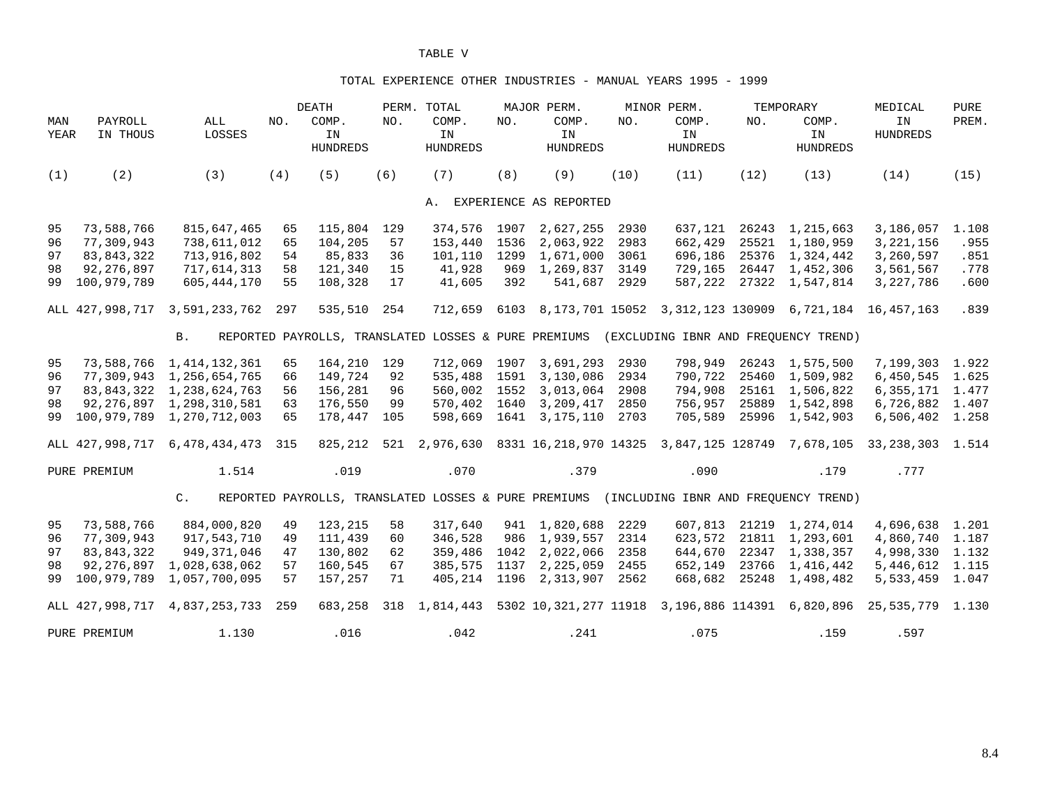TABLE V

TOTAL EXPERIENCE OTHER INDUSTRIES - MANUAL YEARS 1995 - 1999

| MAN YEAR | PAYROLL IN THOUS | ALL LOSSES | DEATH NO. | DEATH COMP. IN HUNDREDS | PERM. TOTAL NO. | PERM. TOTAL COMP. IN HUNDREDS | MAJOR PERM. NO. | MAJOR PERM. COMP. IN HUNDREDS | MINOR PERM. NO. | MINOR PERM. COMP. IN HUNDREDS | TEMPORARY NO. | TEMPORARY COMP. IN HUNDREDS | MEDICAL IN HUNDREDS | PURE PREM. |
|---|---|---|---|---|---|---|---|---|---|---|---|---|---|---|
| (1) | (2) | (3) | (4) | (5) | (6) | (7) | (8) | (9) | (10) | (11) | (12) | (13) | (14) | (15) |
| | | | | | | A. EXPERIENCE AS REPORTED | | | | | | | | |
| 95 | 73,588,766 | 815,647,465 | 65 | 115,804 | 129 | 374,576 | 1907 | 2,627,255 | 2930 | 637,121 | 26243 | 1,215,663 | 3,186,057 | 1.108 |
| 96 | 77,309,943 | 738,611,012 | 65 | 104,205 | 57 | 153,440 | 1536 | 2,063,922 | 2983 | 662,429 | 25521 | 1,180,959 | 3,221,156 | .955 |
| 97 | 83,843,322 | 713,916,802 | 54 | 85,833 | 36 | 101,110 | 1299 | 1,671,000 | 3061 | 696,186 | 25376 | 1,324,442 | 3,260,597 | .851 |
| 98 | 92,276,897 | 717,614,313 | 58 | 121,340 | 15 | 41,928 | 969 | 1,269,837 | 3149 | 729,165 | 26447 | 1,452,306 | 3,561,567 | .778 |
| 99 | 100,979,789 | 605,444,170 | 55 | 108,328 | 17 | 41,605 | 392 | 541,687 | 2929 | 587,222 | 27322 | 1,547,814 | 3,227,786 | .600 |
| ALL | 427,998,717 | 3,591,233,762 | 297 | 535,510 | 254 | 712,659 | 6103 | 8,173,701 | 15052 | 3,312,123 | 130909 | 6,721,184 | 16,457,163 | .839 |
| | | B. REPORTED PAYROLLS, TRANSLATED LOSSES & PURE PREMIUMS (EXCLUDING IBNR AND FREQUENCY TREND) | | | | | | | | | | | | |
| 95 | 73,588,766 | 1,414,132,361 | 65 | 164,210 | 129 | 712,069 | 1907 | 3,691,293 | 2930 | 798,949 | 26243 | 1,575,500 | 7,199,303 | 1.922 |
| 96 | 77,309,943 | 1,256,654,765 | 66 | 149,724 | 92 | 535,488 | 1591 | 3,130,086 | 2934 | 790,722 | 25460 | 1,509,982 | 6,450,545 | 1.625 |
| 97 | 83,843,322 | 1,238,624,763 | 56 | 156,281 | 96 | 560,002 | 1552 | 3,013,064 | 2908 | 794,908 | 25161 | 1,506,822 | 6,355,171 | 1.477 |
| 98 | 92,276,897 | 1,298,310,581 | 63 | 176,550 | 99 | 570,402 | 1640 | 3,209,417 | 2850 | 756,957 | 25889 | 1,542,898 | 6,726,882 | 1.407 |
| 99 | 100,979,789 | 1,270,712,003 | 65 | 178,447 | 105 | 598,669 | 1641 | 3,175,110 | 2703 | 705,589 | 25996 | 1,542,903 | 6,506,402 | 1.258 |
| ALL | 427,998,717 | 6,478,434,473 | 315 | 825,212 | 521 | 2,976,630 | 8331 | 16,218,970 | 14325 | 3,847,125 | 128749 | 7,678,105 | 33,238,303 | 1.514 |
| PURE PREMIUM | | 1.514 | | .019 | | .070 | | .379 | | .090 | | .179 | .777 | |
| | | C. REPORTED PAYROLLS, TRANSLATED LOSSES & PURE PREMIUMS (INCLUDING IBNR AND FREQUENCY TREND) | | | | | | | | | | | | |
| 95 | 73,588,766 | 884,000,820 | 49 | 123,215 | 58 | 317,640 | 941 | 1,820,688 | 2229 | 607,813 | 21219 | 1,274,014 | 4,696,638 | 1.201 |
| 96 | 77,309,943 | 917,543,710 | 49 | 111,439 | 60 | 346,528 | 986 | 1,939,557 | 2314 | 623,572 | 21811 | 1,293,601 | 4,860,740 | 1.187 |
| 97 | 83,843,322 | 949,371,046 | 47 | 130,802 | 62 | 359,486 | 1042 | 2,022,066 | 2358 | 644,670 | 22347 | 1,338,357 | 4,998,330 | 1.132 |
| 98 | 92,276,897 | 1,028,638,062 | 57 | 160,545 | 67 | 385,575 | 1137 | 2,225,059 | 2455 | 652,149 | 23766 | 1,416,442 | 5,446,612 | 1.115 |
| 99 | 100,979,789 | 1,057,700,095 | 57 | 157,257 | 71 | 405,214 | 1196 | 2,313,907 | 2562 | 668,682 | 25248 | 1,498,482 | 5,533,459 | 1.047 |
| ALL | 427,998,717 | 4,837,253,733 | 259 | 683,258 | 318 | 1,814,443 | 5302 | 10,321,277 | 11918 | 3,196,886 | 114391 | 6,820,896 | 25,535,779 | 1.130 |
| PURE PREMIUM | | 1.130 | | .016 | | .042 | | .241 | | .075 | | .159 | .597 | |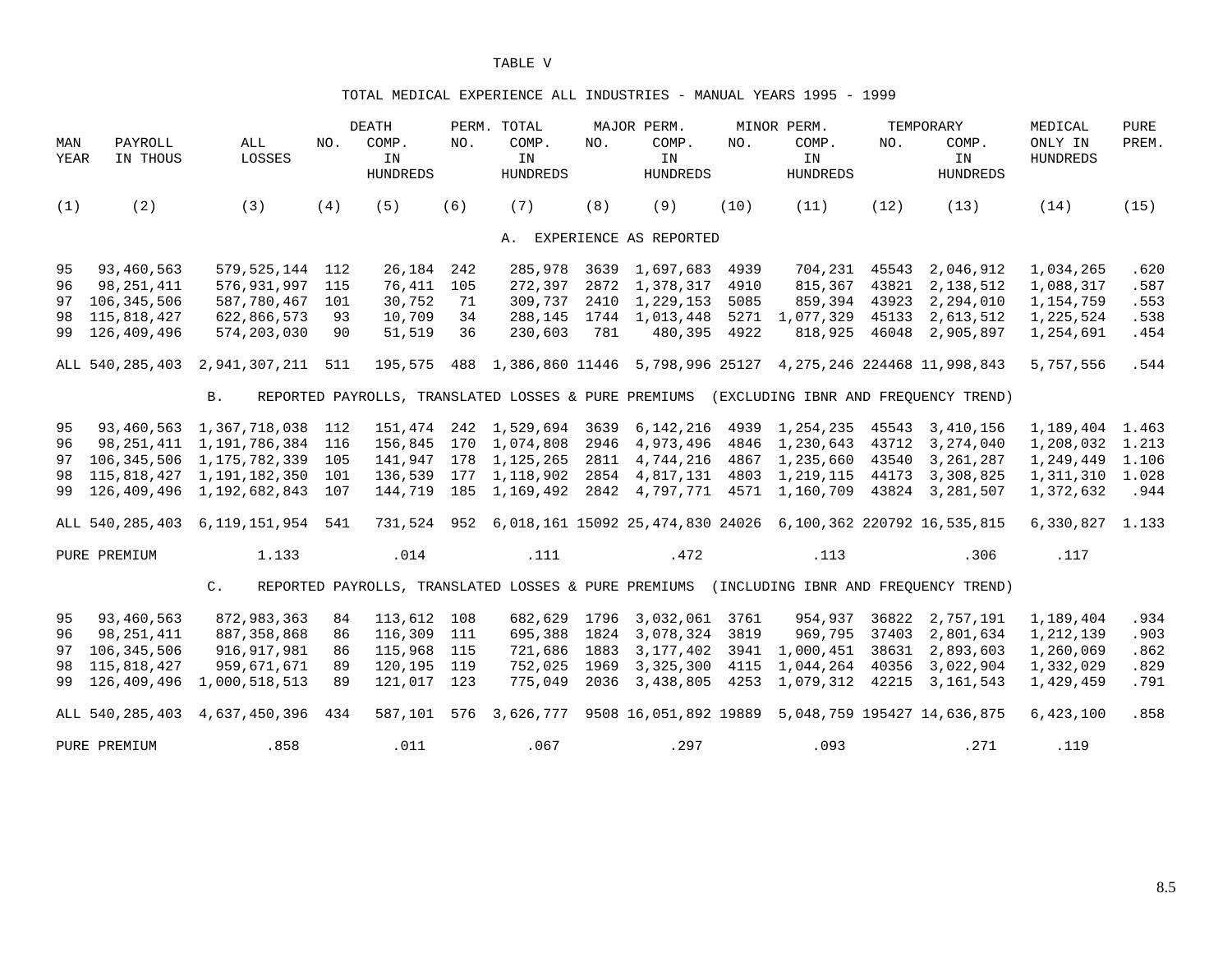# TABLE V

## TOTAL MEDICAL EXPERIENCE ALL INDUSTRIES - MANUAL YEARS 1995 - 1999

| MAN YEAR | PAYROLL IN THOUS | ALL LOSSES | NO. | DEATH COMP. IN HUNDREDS | NO. | PERM. TOTAL COMP. IN HUNDREDS | NO. | MAJOR PERM. COMP. IN HUNDREDS | NO. | MINOR PERM. COMP. IN HUNDREDS | NO. | TEMPORARY COMP. IN HUNDREDS | MEDICAL ONLY IN HUNDREDS | PURE PREM. |
|---|---|---|---|---|---|---|---|---|---|---|---|---|---|---|
| (1) | (2) | (3) | (4) | (5) | (6) | (7) | (8) | (9) | (10) | (11) | (12) | (13) | (14) | (15) |
| | | | | | | A. EXPERIENCE AS REPORTED | | | | | | | | |
| 95 | 93,460,563 | 579,525,144 | 112 | 26,184 | 242 | 285,978 | 3639 | 1,697,683 | 4939 | 704,231 | 45543 | 2,046,912 | 1,034,265 | .620 |
| 96 | 98,251,411 | 576,931,997 | 115 | 76,411 | 105 | 272,397 | 2872 | 1,378,317 | 4910 | 815,367 | 43821 | 2,138,512 | 1,088,317 | .587 |
| 97 | 106,345,506 | 587,780,467 | 101 | 30,752 | 71 | 309,737 | 2410 | 1,229,153 | 5085 | 859,394 | 43923 | 2,294,010 | 1,154,759 | .553 |
| 98 | 115,818,427 | 622,866,573 | 93 | 10,709 | 34 | 288,145 | 1744 | 1,013,448 | 5271 | 1,077,329 | 45133 | 2,613,512 | 1,225,524 | .538 |
| 99 | 126,409,496 | 574,203,030 | 90 | 51,519 | 36 | 230,603 | 781 | 480,395 | 4922 | 818,925 | 46048 | 2,905,897 | 1,254,691 | .454 |
| ALL | 540,285,403 | 2,941,307,211 | 511 | 195,575 | 488 | 1,386,860 | 11446 | 5,798,996 | 25127 | 4,275,246 | 224468 | 11,998,843 | 5,757,556 | .544 |
| | | B. REPORTED PAYROLLS, TRANSLATED LOSSES & PURE PREMIUMS (EXCLUDING IBNR AND FREQUENCY TREND) | | | | | | | | | | | | |
| 95 | 93,460,563 | 1,367,718,038 | 112 | 151,474 | 242 | 1,529,694 | 3639 | 6,142,216 | 4939 | 1,254,235 | 45543 | 3,410,156 | 1,189,404 | 1.463 |
| 96 | 98,251,411 | 1,191,786,384 | 116 | 156,845 | 170 | 1,074,808 | 2946 | 4,973,496 | 4846 | 1,230,643 | 43712 | 3,274,040 | 1,208,032 | 1.213 |
| 97 | 106,345,506 | 1,175,782,339 | 105 | 141,947 | 178 | 1,125,265 | 2811 | 4,744,216 | 4867 | 1,235,660 | 43540 | 3,261,287 | 1,249,449 | 1.106 |
| 98 | 115,818,427 | 1,191,182,350 | 101 | 136,539 | 177 | 1,118,902 | 2854 | 4,817,131 | 4803 | 1,219,115 | 44173 | 3,308,825 | 1,311,310 | 1.028 |
| 99 | 126,409,496 | 1,192,682,843 | 107 | 144,719 | 185 | 1,169,492 | 2842 | 4,797,771 | 4571 | 1,160,709 | 43824 | 3,281,507 | 1,372,632 | .944 |
| ALL | 540,285,403 | 6,119,151,954 | 541 | 731,524 | 952 | 6,018,161 | 15092 | 25,474,830 | 24026 | 6,100,362 | 220792 | 16,535,815 | 6,330,827 | 1.133 |
| PURE PREMIUM | | 1.133 | | .014 | | .111 | | .472 | | .113 | | .306 | .117 | |
| | | C. REPORTED PAYROLLS, TRANSLATED LOSSES & PURE PREMIUMS (INCLUDING IBNR AND FREQUENCY TREND) | | | | | | | | | | | | |
| 95 | 93,460,563 | 872,983,363 | 84 | 113,612 | 108 | 682,629 | 1796 | 3,032,061 | 3761 | 954,937 | 36822 | 2,757,191 | 1,189,404 | .934 |
| 96 | 98,251,411 | 887,358,868 | 86 | 116,309 | 111 | 695,388 | 1824 | 3,078,324 | 3819 | 969,795 | 37403 | 2,801,634 | 1,212,139 | .903 |
| 97 | 106,345,506 | 916,917,981 | 86 | 115,968 | 115 | 721,686 | 1883 | 3,177,402 | 3941 | 1,000,451 | 38631 | 2,893,603 | 1,260,069 | .862 |
| 98 | 115,818,427 | 959,671,671 | 89 | 120,195 | 119 | 752,025 | 1969 | 3,325,300 | 4115 | 1,044,264 | 40356 | 3,022,904 | 1,332,029 | .829 |
| 99 | 126,409,496 | 1,000,518,513 | 89 | 121,017 | 123 | 775,049 | 2036 | 3,438,805 | 4253 | 1,079,312 | 42215 | 3,161,543 | 1,429,459 | .791 |
| ALL | 540,285,403 | 4,637,450,396 | 434 | 587,101 | 576 | 3,626,777 | 9508 | 16,051,892 | 19889 | 5,048,759 | 195427 | 14,636,875 | 6,423,100 | .858 |
| PURE PREMIUM | | .858 | | .011 | | .067 | | .297 | | .093 | | .271 | .119 | |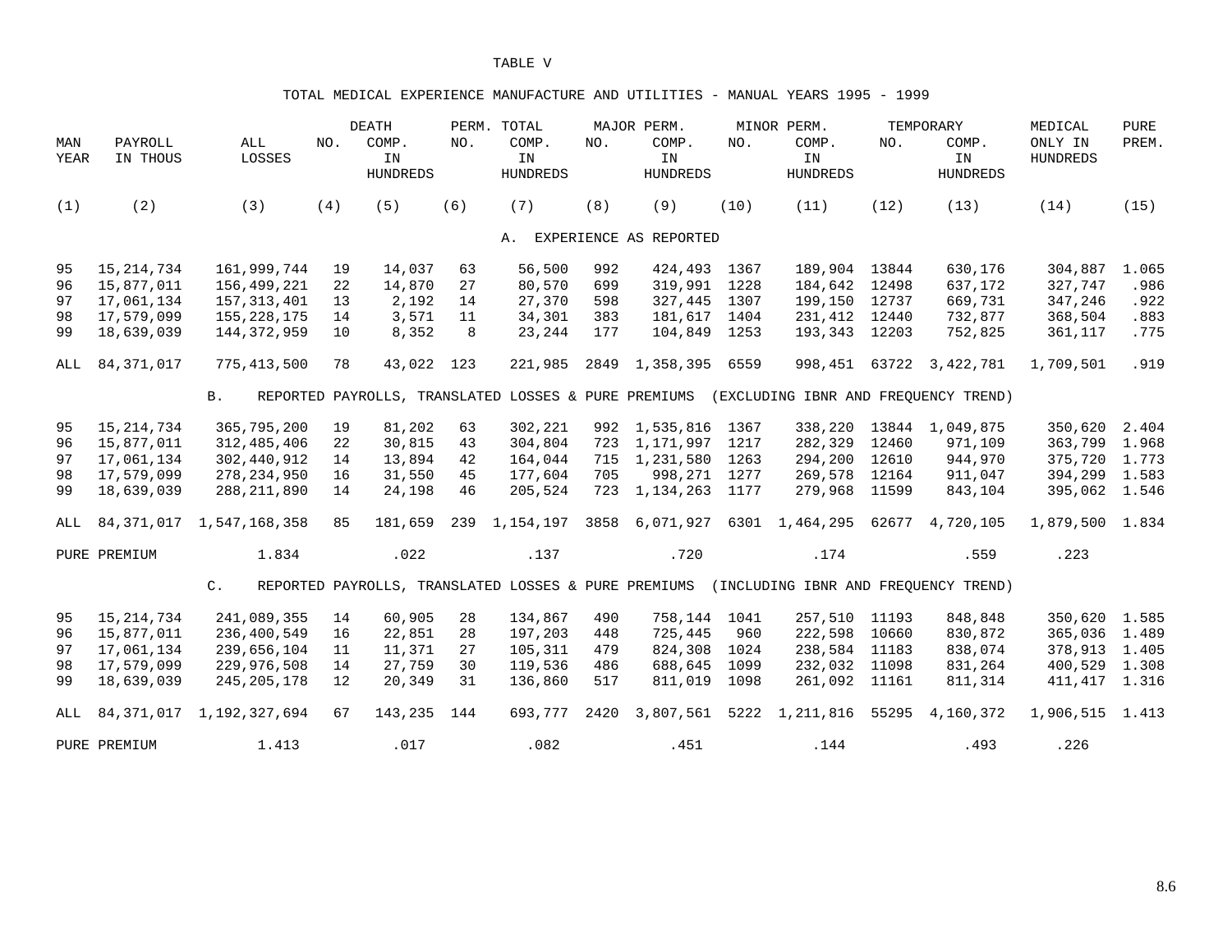# TABLE V

## TOTAL MEDICAL EXPERIENCE MANUFACTURE AND UTILITIES - MANUAL YEARS 1995 - 1999

| MAN YEAR | PAYROLL IN THOUS | ALL LOSSES | DEATH NO. | DEATH COMP. IN HUNDREDS | PERM. TOTAL NO. | PERM. TOTAL COMP. IN HUNDREDS | MAJOR PERM. NO. | MAJOR PERM. COMP. IN HUNDREDS | MINOR PERM. NO. | MINOR PERM. COMP. IN HUNDREDS | TEMPORARY NO. | TEMPORARY COMP. IN HUNDREDS | MEDICAL ONLY IN HUNDREDS | PURE PREM. |
|---|---|---|---|---|---|---|---|---|---|---|---|---|---|---|
| (1) | (2) | (3) | (4) | (5) | (6) | (7) | (8) | (9) | (10) | (11) | (12) | (13) | (14) | (15) |
| | | | | | | A. EXPERIENCE AS REPORTED | | | | | | | | |
| 95 | 15,214,734 | 161,999,744 | 19 | 14,037 | 63 | 56,500 | 992 | 424,493 | 1367 | 189,904 | 13844 | 630,176 | 304,887 | 1.065 |
| 96 | 15,877,011 | 156,499,221 | 22 | 14,870 | 27 | 80,570 | 699 | 319,991 | 1228 | 184,642 | 12498 | 637,172 | 327,747 | .986 |
| 97 | 17,061,134 | 157,313,401 | 13 | 2,192 | 14 | 27,370 | 598 | 327,445 | 1307 | 199,150 | 12737 | 669,731 | 347,246 | .922 |
| 98 | 17,579,099 | 155,228,175 | 14 | 3,571 | 11 | 34,301 | 383 | 181,617 | 1404 | 231,412 | 12440 | 732,877 | 368,504 | .883 |
| 99 | 18,639,039 | 144,372,959 | 10 | 8,352 | 8 | 23,244 | 177 | 104,849 | 1253 | 193,343 | 12203 | 752,825 | 361,117 | .775 |
| ALL | 84,371,017 | 775,413,500 | 78 | 43,022 | 123 | 221,985 | 2849 | 1,358,395 | 6559 | 998,451 | 63722 | 3,422,781 | 1,709,501 | .919 |
| | | B. REPORTED PAYROLLS, TRANSLATED LOSSES & PURE PREMIUMS (EXCLUDING IBNR AND FREQUENCY TREND) | | | | | | | | | | | | |
| 95 | 15,214,734 | 365,795,200 | 19 | 81,202 | 63 | 302,221 | 992 | 1,535,816 | 1367 | 338,220 | 13844 | 1,049,875 | 350,620 | 2.404 |
| 96 | 15,877,011 | 312,485,406 | 22 | 30,815 | 43 | 304,804 | 723 | 1,171,997 | 1217 | 282,329 | 12460 | 971,109 | 363,799 | 1.968 |
| 97 | 17,061,134 | 302,440,912 | 14 | 13,894 | 42 | 164,044 | 715 | 1,231,580 | 1263 | 294,200 | 12610 | 944,970 | 375,720 | 1.773 |
| 98 | 17,579,099 | 278,234,950 | 16 | 31,550 | 45 | 177,604 | 705 | 998,271 | 1277 | 269,578 | 12164 | 911,047 | 394,299 | 1.583 |
| 99 | 18,639,039 | 288,211,890 | 14 | 24,198 | 46 | 205,524 | 723 | 1,134,263 | 1177 | 279,968 | 11599 | 843,104 | 395,062 | 1.546 |
| ALL | 84,371,017 | 1,547,168,358 | 85 | 181,659 | 239 | 1,154,197 | 3858 | 6,071,927 | 6301 | 1,464,295 | 62677 | 4,720,105 | 1,879,500 | 1.834 |
| PURE PREMIUM | | 1.834 | | .022 | | .137 | | .720 | | .174 | | .559 | .223 | |
| | | C. REPORTED PAYROLLS, TRANSLATED LOSSES & PURE PREMIUMS (INCLUDING IBNR AND FREQUENCY TREND) | | | | | | | | | | | | |
| 95 | 15,214,734 | 241,089,355 | 14 | 60,905 | 28 | 134,867 | 490 | 758,144 | 1041 | 257,510 | 11193 | 848,848 | 350,620 | 1.585 |
| 96 | 15,877,011 | 236,400,549 | 16 | 22,851 | 28 | 197,203 | 448 | 725,445 | 960 | 222,598 | 10660 | 830,872 | 365,036 | 1.489 |
| 97 | 17,061,134 | 239,656,104 | 11 | 11,371 | 27 | 105,311 | 479 | 824,308 | 1024 | 238,584 | 11183 | 838,074 | 378,913 | 1.405 |
| 98 | 17,579,099 | 229,976,508 | 14 | 27,759 | 30 | 119,536 | 486 | 688,645 | 1099 | 232,032 | 11098 | 831,264 | 400,529 | 1.308 |
| 99 | 18,639,039 | 245,205,178 | 12 | 20,349 | 31 | 136,860 | 517 | 811,019 | 1098 | 261,092 | 11161 | 811,314 | 411,417 | 1.316 |
| ALL | 84,371,017 | 1,192,327,694 | 67 | 143,235 | 144 | 693,777 | 2420 | 3,807,561 | 5222 | 1,211,816 | 55295 | 4,160,372 | 1,906,515 | 1.413 |
| PURE PREMIUM | | 1.413 | | .017 | | .082 | | .451 | | .144 | | .493 | .226 | |

8.6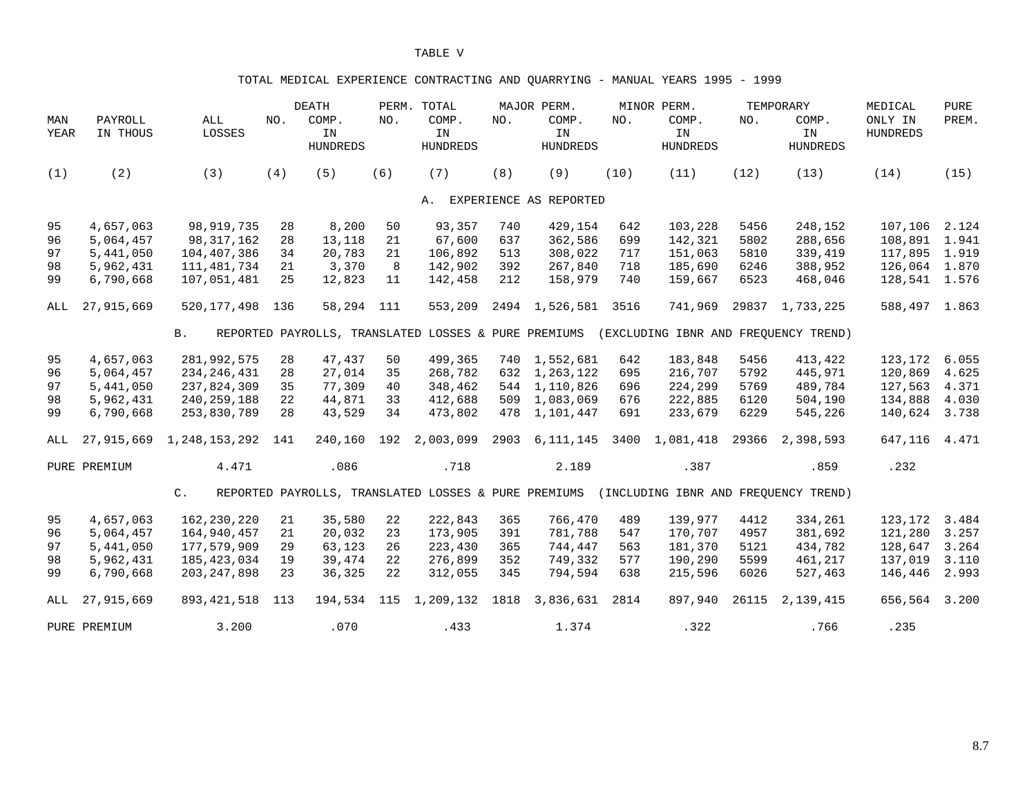TABLE V

TOTAL MEDICAL EXPERIENCE CONTRACTING AND QUARRYING - MANUAL YEARS 1995 - 1999

| MAN YEAR | PAYROLL IN THOUS | ALL LOSSES | DEATH NO. | DEATH COMP. IN HUNDREDS | PERM. TOTAL NO. | PERM. TOTAL COMP. IN HUNDREDS | MAJOR PERM. NO. | MAJOR PERM. COMP. IN HUNDREDS | MINOR PERM. NO. | MINOR PERM. COMP. IN HUNDREDS | TEMPORARY NO. | TEMPORARY COMP. IN HUNDREDS | MEDICAL ONLY IN HUNDREDS | PURE PREM. |
|---|---|---|---|---|---|---|---|---|---|---|---|---|---|---|
| (1) | (2) | (3) | (4) | (5) | (6) | (7) | (8) | (9) | (10) | (11) | (12) | (13) | (14) | (15) |
| | | | | | | A. EXPERIENCE AS REPORTED | | | | | | | | |
| 95 | 4,657,063 | 98,919,735 | 28 | 8,200 | 50 | 93,357 | 740 | 429,154 | 642 | 103,228 | 5456 | 248,152 | 107,106 | 2.124 |
| 96 | 5,064,457 | 98,317,162 | 28 | 13,118 | 21 | 67,600 | 637 | 362,586 | 699 | 142,321 | 5802 | 288,656 | 108,891 | 1.941 |
| 97 | 5,441,050 | 104,407,386 | 34 | 20,783 | 21 | 106,892 | 513 | 308,022 | 717 | 151,063 | 5810 | 339,419 | 117,895 | 1.919 |
| 98 | 5,962,431 | 111,481,734 | 21 | 3,370 | 8 | 142,902 | 392 | 267,840 | 718 | 185,690 | 6246 | 388,952 | 126,064 | 1.870 |
| 99 | 6,790,668 | 107,051,481 | 25 | 12,823 | 11 | 142,458 | 212 | 158,979 | 740 | 159,667 | 6523 | 468,046 | 128,541 | 1.576 |
| ALL | 27,915,669 | 520,177,498 | 136 | 58,294 | 111 | 553,209 | 2494 | 1,526,581 | 3516 | 741,969 | 29837 | 1,733,225 | 588,497 | 1.863 |
| | | B. REPORTED PAYROLLS, TRANSLATED LOSSES & PURE PREMIUMS (EXCLUDING IBNR AND FREQUENCY TREND) | | | | | | | | | | | | |
| 95 | 4,657,063 | 281,992,575 | 28 | 47,437 | 50 | 499,365 | 740 | 1,552,681 | 642 | 183,848 | 5456 | 413,422 | 123,172 | 6.055 |
| 96 | 5,064,457 | 234,246,431 | 28 | 27,014 | 35 | 268,782 | 632 | 1,263,122 | 695 | 216,707 | 5792 | 445,971 | 120,869 | 4.625 |
| 97 | 5,441,050 | 237,824,309 | 35 | 77,309 | 40 | 348,462 | 544 | 1,110,826 | 696 | 224,299 | 5769 | 489,784 | 127,563 | 4.371 |
| 98 | 5,962,431 | 240,259,188 | 22 | 44,871 | 33 | 412,688 | 509 | 1,083,069 | 676 | 222,885 | 6120 | 504,190 | 134,888 | 4.030 |
| 99 | 6,790,668 | 253,830,789 | 28 | 43,529 | 34 | 473,802 | 478 | 1,101,447 | 691 | 233,679 | 6229 | 545,226 | 140,624 | 3.738 |
| ALL | 27,915,669 | 1,248,153,292 | 141 | 240,160 | 192 | 2,003,099 | 2903 | 6,111,145 | 3400 | 1,081,418 | 29366 | 2,398,593 | 647,116 | 4.471 |
| PURE PREMIUM | | 4.471 | | .086 | | .718 | | 2.189 | | .387 | | .859 | .232 | |
| | | C. REPORTED PAYROLLS, TRANSLATED LOSSES & PURE PREMIUMS (INCLUDING IBNR AND FREQUENCY TREND) | | | | | | | | | | | | |
| 95 | 4,657,063 | 162,230,220 | 21 | 35,580 | 22 | 222,843 | 365 | 766,470 | 489 | 139,977 | 4412 | 334,261 | 123,172 | 3.484 |
| 96 | 5,064,457 | 164,940,457 | 21 | 20,032 | 23 | 173,905 | 391 | 781,788 | 547 | 170,707 | 4957 | 381,692 | 121,280 | 3.257 |
| 97 | 5,441,050 | 177,579,909 | 29 | 63,123 | 26 | 223,430 | 365 | 744,447 | 563 | 181,370 | 5121 | 434,782 | 128,647 | 3.264 |
| 98 | 5,962,431 | 185,423,034 | 19 | 39,474 | 22 | 276,899 | 352 | 749,332 | 577 | 190,290 | 5599 | 461,217 | 137,019 | 3.110 |
| 99 | 6,790,668 | 203,247,898 | 23 | 36,325 | 22 | 312,055 | 345 | 794,594 | 638 | 215,596 | 6026 | 527,463 | 146,446 | 2.993 |
| ALL | 27,915,669 | 893,421,518 | 113 | 194,534 | 115 | 1,209,132 | 1818 | 3,836,631 | 2814 | 897,940 | 26115 | 2,139,415 | 656,564 | 3.200 |
| PURE PREMIUM | | 3.200 | | .070 | | .433 | | 1.374 | | .322 | | .766 | .235 | |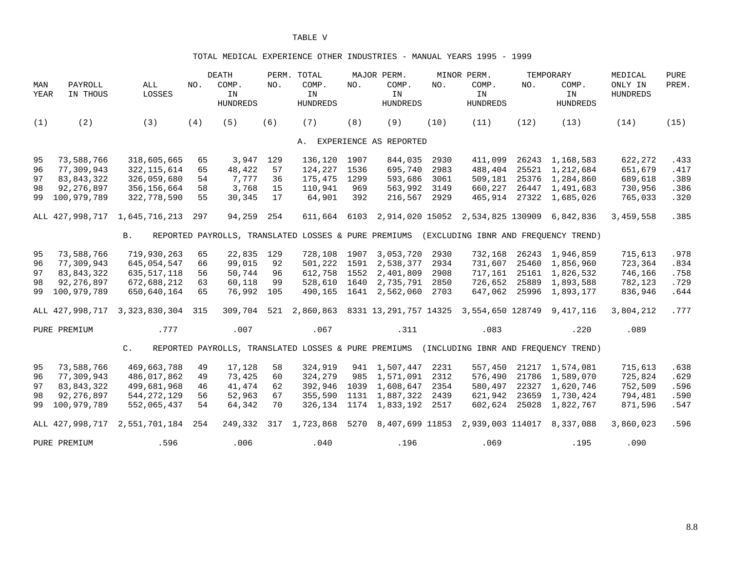TABLE V

TOTAL MEDICAL EXPERIENCE OTHER INDUSTRIES - MANUAL YEARS 1995 - 1999

| MAN YEAR | PAYROLL IN THOUS | ALL LOSSES | DEATH NO. | DEATH COMP. IN HUNDREDS | PERM. TOTAL NO. | PERM. TOTAL COMP. IN HUNDREDS | MAJOR PERM. NO. | MAJOR PERM. COMP. IN HUNDREDS | MINOR PERM. NO. | MINOR PERM. COMP. IN HUNDREDS | TEMPORARY NO. | TEMPORARY COMP. IN HUNDREDS | MEDICAL ONLY IN HUNDREDS | PURE PREM. |
|---|---|---|---|---|---|---|---|---|---|---|---|---|---|---|
| (1) | (2) | (3) | (4) | (5) | (6) | (7) | (8) | (9) | (10) | (11) | (12) | (13) | (14) | (15) |
| | | | | | | A. EXPERIENCE AS REPORTED | | | | | | | | |
| 95 | 73,588,766 | 318,605,665 | 65 | 3,947 | 129 | 136,120 | 1907 | 844,035 | 2930 | 411,099 | 26243 | 1,168,583 | 622,272 | .433 |
| 96 | 77,309,943 | 322,115,614 | 65 | 48,422 | 57 | 124,227 | 1536 | 695,740 | 2983 | 488,404 | 25521 | 1,212,684 | 651,679 | .417 |
| 97 | 83,843,322 | 326,059,680 | 54 | 7,777 | 36 | 175,475 | 1299 | 593,686 | 3061 | 509,181 | 25376 | 1,284,860 | 689,618 | .389 |
| 98 | 92,276,897 | 356,156,664 | 58 | 3,768 | 15 | 110,941 | 969 | 563,992 | 3149 | 660,227 | 26447 | 1,491,683 | 730,956 | .386 |
| 99 | 100,979,789 | 322,778,590 | 55 | 30,345 | 17 | 64,901 | 392 | 216,567 | 2929 | 465,914 | 27322 | 1,685,026 | 765,033 | .320 |
| ALL | 427,998,717 | 1,645,716,213 | 297 | 94,259 | 254 | 611,664 | 6103 | 2,914,020 | 15052 | 2,534,825 | 130909 | 6,842,836 | 3,459,558 | .385 |
| | | B. REPORTED PAYROLLS, TRANSLATED LOSSES & PURE PREMIUMS (EXCLUDING IBNR AND FREQUENCY TREND) | | | | | | | | | | | | |
| 95 | 73,588,766 | 719,930,263 | 65 | 22,835 | 129 | 728,108 | 1907 | 3,053,720 | 2930 | 732,168 | 26243 | 1,946,859 | 715,613 | .978 |
| 96 | 77,309,943 | 645,054,547 | 66 | 99,015 | 92 | 501,222 | 1591 | 2,538,377 | 2934 | 731,607 | 25460 | 1,856,960 | 723,364 | .834 |
| 97 | 83,843,322 | 635,517,118 | 56 | 50,744 | 96 | 612,758 | 1552 | 2,401,809 | 2908 | 717,161 | 25161 | 1,826,532 | 746,166 | .758 |
| 98 | 92,276,897 | 672,688,212 | 63 | 60,118 | 99 | 528,610 | 1640 | 2,735,791 | 2850 | 726,652 | 25889 | 1,893,588 | 782,123 | .729 |
| 99 | 100,979,789 | 650,640,164 | 65 | 76,992 | 105 | 490,165 | 1641 | 2,562,060 | 2703 | 647,062 | 25996 | 1,893,177 | 836,946 | .644 |
| ALL | 427,998,717 | 3,323,830,304 | 315 | 309,704 | 521 | 2,860,863 | 8331 | 13,291,757 | 14325 | 3,554,650 | 128749 | 9,417,116 | 3,804,212 | .777 |
| PURE PREMIUM | | .777 | | .007 | | .067 | | .311 | | .083 | | .220 | .089 | |
| | | C. REPORTED PAYROLLS, TRANSLATED LOSSES & PURE PREMIUMS (INCLUDING IBNR AND FREQUENCY TREND) | | | | | | | | | | | | |
| 95 | 73,588,766 | 469,663,788 | 49 | 17,128 | 58 | 324,919 | 941 | 1,507,447 | 2231 | 557,450 | 21217 | 1,574,081 | 715,613 | .638 |
| 96 | 77,309,943 | 486,017,862 | 49 | 73,425 | 60 | 324,279 | 985 | 1,571,091 | 2312 | 576,490 | 21786 | 1,589,070 | 725,824 | .629 |
| 97 | 83,843,322 | 499,681,968 | 46 | 41,474 | 62 | 392,946 | 1039 | 1,608,647 | 2354 | 580,497 | 22327 | 1,620,746 | 752,509 | .596 |
| 98 | 92,276,897 | 544,272,129 | 56 | 52,963 | 67 | 355,590 | 1131 | 1,887,322 | 2439 | 621,942 | 23659 | 1,730,424 | 794,481 | .590 |
| 99 | 100,979,789 | 552,065,437 | 54 | 64,342 | 70 | 326,134 | 1174 | 1,833,192 | 2517 | 602,624 | 25028 | 1,822,767 | 871,596 | .547 |
| ALL | 427,998,717 | 2,551,701,184 | 254 | 249,332 | 317 | 1,723,868 | 5270 | 8,407,699 | 11853 | 2,939,003 | 114017 | 8,337,088 | 3,860,023 | .596 |
| PURE PREMIUM | | .596 | | .006 | | .040 | | .196 | | .069 | | .195 | .090 | |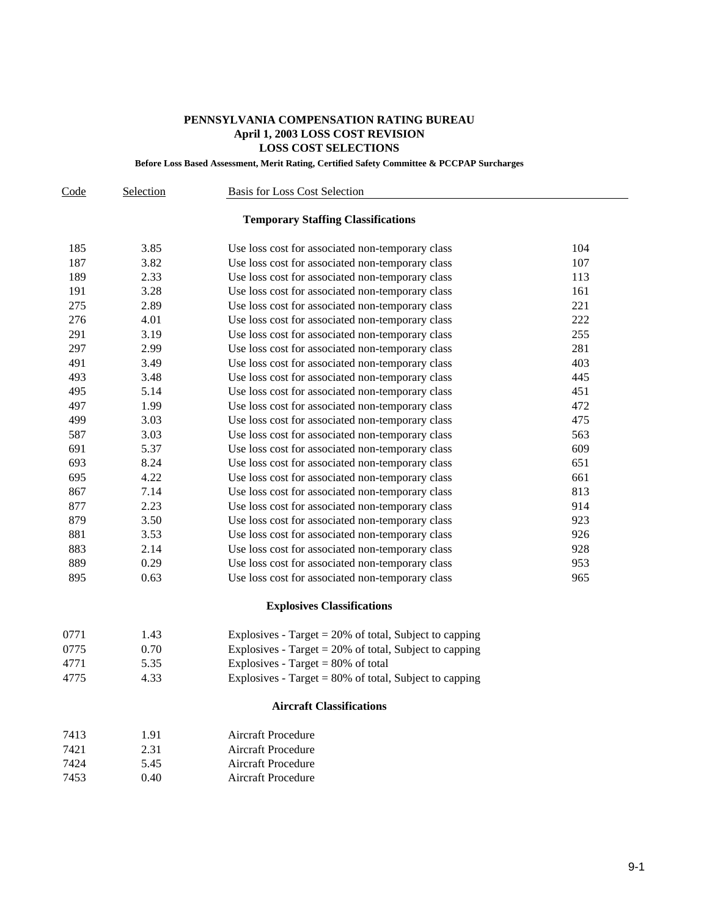**PENNSYLVANIA COMPENSATION RATING BUREAU**
**April 1, 2003 LOSS COST REVISION**
**LOSS COST SELECTIONS**

**Before Loss Based Assessment, Merit Rating, Certified Safety Committee & PCCPAP Surcharges**

| Code | Selection | Basis for Loss Cost Selection | |
|---|---|---|---|
| | | **Temporary Staffing Classifications** | |
| 185 | 3.85 | Use loss cost for associated non-temporary class | 104 |
| 187 | 3.82 | Use loss cost for associated non-temporary class | 107 |
| 189 | 2.33 | Use loss cost for associated non-temporary class | 113 |
| 191 | 3.28 | Use loss cost for associated non-temporary class | 161 |
| 275 | 2.89 | Use loss cost for associated non-temporary class | 221 |
| 276 | 4.01 | Use loss cost for associated non-temporary class | 222 |
| 291 | 3.19 | Use loss cost for associated non-temporary class | 255 |
| 297 | 2.99 | Use loss cost for associated non-temporary class | 281 |
| 491 | 3.49 | Use loss cost for associated non-temporary class | 403 |
| 493 | 3.48 | Use loss cost for associated non-temporary class | 445 |
| 495 | 5.14 | Use loss cost for associated non-temporary class | 451 |
| 497 | 1.99 | Use loss cost for associated non-temporary class | 472 |
| 499 | 3.03 | Use loss cost for associated non-temporary class | 475 |
| 587 | 3.03 | Use loss cost for associated non-temporary class | 563 |
| 691 | 5.37 | Use loss cost for associated non-temporary class | 609 |
| 693 | 8.24 | Use loss cost for associated non-temporary class | 651 |
| 695 | 4.22 | Use loss cost for associated non-temporary class | 661 |
| 867 | 7.14 | Use loss cost for associated non-temporary class | 813 |
| 877 | 2.23 | Use loss cost for associated non-temporary class | 914 |
| 879 | 3.50 | Use loss cost for associated non-temporary class | 923 |
| 881 | 3.53 | Use loss cost for associated non-temporary class | 926 |
| 883 | 2.14 | Use loss cost for associated non-temporary class | 928 |
| 889 | 0.29 | Use loss cost for associated non-temporary class | 953 |
| 895 | 0.63 | Use loss cost for associated non-temporary class | 965 |
| | | **Explosives Classifications** | |
| 0771 | 1.43 | Explosives - Target = 20% of total, Subject to capping | |
| 0775 | 0.70 | Explosives - Target = 20% of total, Subject to capping | |
| 4771 | 5.35 | Explosives - Target = 80% of total | |
| 4775 | 4.33 | Explosives - Target = 80% of total, Subject to capping | |
| | | **Aircraft Classifications** | |
| 7413 | 1.91 | Aircraft Procedure | |
| 7421 | 2.31 | Aircraft Procedure | |
| 7424 | 5.45 | Aircraft Procedure | |
| 7453 | 0.40 | Aircraft Procedure | |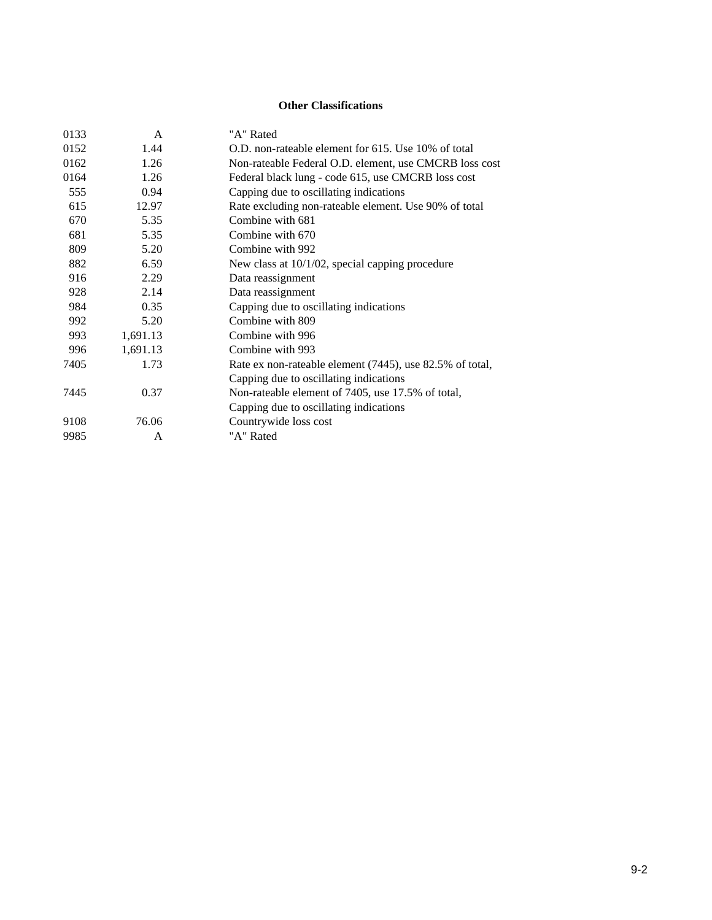**Other Classifications**

| | | |
|---|---|---|
| 0133 | A | "A" Rated |
| 0152 | 1.44 | O.D. non-rateable element for 615. Use 10% of total |
| 0162 | 1.26 | Non-rateable Federal O.D. element, use CMCRB loss cost |
| 0164 | 1.26 | Federal black lung - code 615, use CMCRB loss cost |
| 555 | 0.94 | Capping due to oscillating indications |
| 615 | 12.97 | Rate excluding non-rateable element. Use 90% of total |
| 670 | 5.35 | Combine with 681 |
| 681 | 5.35 | Combine with 670 |
| 809 | 5.20 | Combine with 992 |
| 882 | 6.59 | New class at 10/1/02, special capping procedure |
| 916 | 2.29 | Data reassignment |
| 928 | 2.14 | Data reassignment |
| 984 | 0.35 | Capping due to oscillating indications |
| 992 | 5.20 | Combine with 809 |
| 993 | 1,691.13 | Combine with 996 |
| 996 | 1,691.13 | Combine with 993 |
| 7405 | 1.73 | Rate ex non-rateable element (7445), use 82.5% of total, Capping due to oscillating indications |
| 7445 | 0.37 | Non-rateable element of 7405, use 17.5% of total, Capping due to oscillating indications |
| 9108 | 76.06 | Countrywide loss cost |
| 9985 | A | "A" Rated |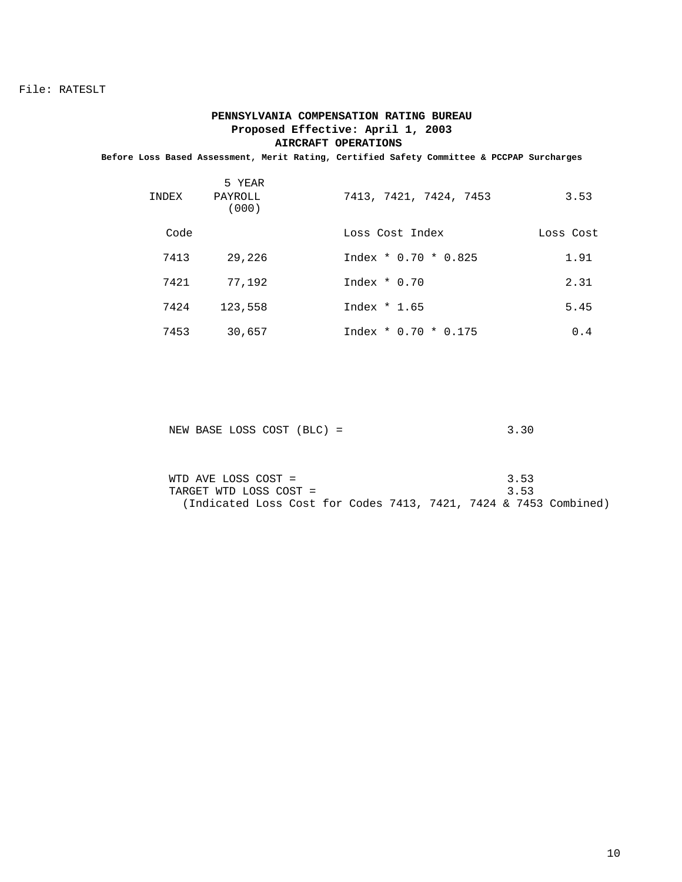File: RATESLT

**PENNSYLVANIA COMPENSATION RATING BUREAU**
**Proposed Effective: April 1, 2003**
**AIRCRAFT OPERATIONS**
**Before Loss Based Assessment, Merit Rating, Certified Safety Committee & PCCPAP Surcharges**

| INDEX | 5 YEAR PAYROLL (000) | 7413, 7421, 7424, 7453 | 3.53 |
|---|---|---|---|
| Code | | Loss Cost Index | Loss Cost |
| 7413 | 29,226 | Index * 0.70 * 0.825 | 1.91 |
| 7421 | 77,192 | Index * 0.70 | 2.31 |
| 7424 | 123,558 | Index * 1.65 | 5.45 |
| 7453 | 30,657 | Index * 0.70 * 0.175 | 0.4 |

NEW BASE LOSS COST (BLC) = 3.30

WTD AVE LOSS COST = 3.53
TARGET WTD LOSS COST = 3.53
(Indicated Loss Cost for Codes 7413, 7421, 7424 & 7453 Combined)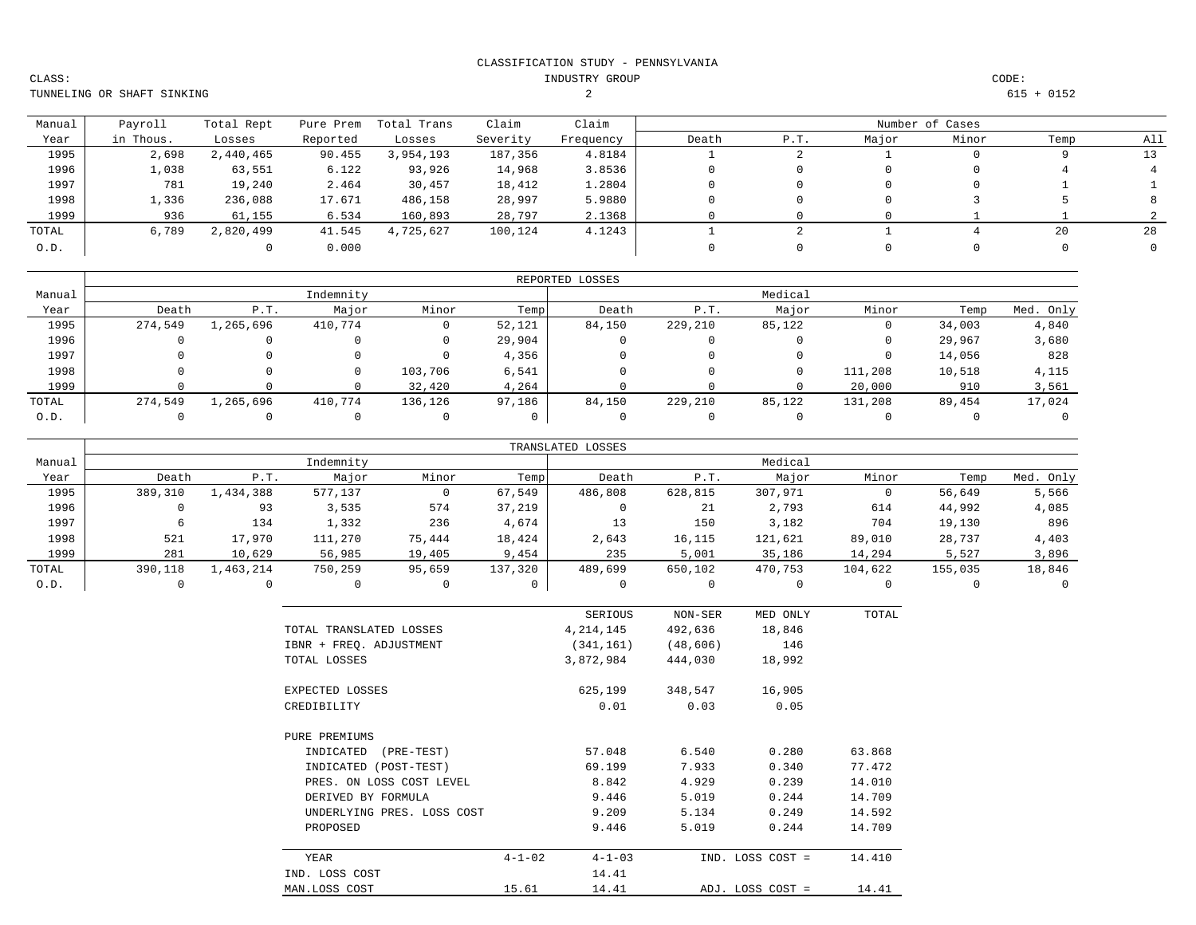CLASSIFICATION STUDY - PENNSYLVANIA

CLASS: TUNNELING OR SHAFT SINKING

INDUSTRY GROUP 2

CODE: 615 + 0152

| Manual Year | Payroll in Thous. | Total Rept Losses | Pure Prem Reported | Total Trans Losses | Claim Severity | Claim Frequency | Death | P.T. | Major | Minor | Temp | All |
|---|---|---|---|---|---|---|---|---|---|---|---|---|
| | | | | | | | Number of Cases | | | | | |
| 1995 | 2,698 | 2,440,465 | 90.455 | 3,954,193 | 187,356 | 4.8184 | 1 | 2 | 1 | 0 | 9 | 13 |
| 1996 | 1,038 | 63,551 | 6.122 | 93,926 | 14,968 | 3.8536 | 0 | 0 | 0 | 0 | 4 | 4 |
| 1997 | 781 | 19,240 | 2.464 | 30,457 | 18,412 | 1.2804 | 0 | 0 | 0 | 0 | 1 | 1 |
| 1998 | 1,336 | 236,088 | 17.671 | 486,158 | 28,997 | 5.9880 | 0 | 0 | 0 | 3 | 5 | 8 |
| 1999 | 936 | 61,155 | 6.534 | 160,893 | 28,797 | 2.1368 | 0 | 0 | 0 | 1 | 1 | 2 |
| TOTAL | 6,789 | 2,820,499 | 41.545 | 4,725,627 | 100,124 | 4.1243 | 1 | 2 | 1 | 4 | 20 | 28 |
| O.D. | | 0 | 0.000 | | | | 0 | 0 | 0 | 0 | 0 | 0 |

REPORTED LOSSES

| Manual Year | Indemnity Death | Indemnity P.T. | Indemnity Major | Indemnity Minor | Indemnity Temp | Medical Death | Medical P.T. | Medical Major | Medical Minor | Medical Temp | Med. Only |
|---|---|---|---|---|---|---|---|---|---|---|---|
| 1995 | 274,549 | 1,265,696 | 410,774 | 0 | 52,121 | 84,150 | 229,210 | 85,122 | 0 | 34,003 | 4,840 |
| 1996 | 0 | 0 | 0 | 0 | 29,904 | 0 | 0 | 0 | 0 | 29,967 | 3,680 |
| 1997 | 0 | 0 | 0 | 0 | 4,356 | 0 | 0 | 0 | 0 | 14,056 | 828 |
| 1998 | 0 | 0 | 0 | 103,706 | 6,541 | 0 | 0 | 0 | 111,208 | 10,518 | 4,115 |
| 1999 | 0 | 0 | 0 | 32,420 | 4,264 | 0 | 0 | 0 | 20,000 | 910 | 3,561 |
| TOTAL | 274,549 | 1,265,696 | 410,774 | 136,126 | 97,186 | 84,150 | 229,210 | 85,122 | 131,208 | 89,454 | 17,024 |
| O.D. | 0 | 0 | 0 | 0 | 0 | 0 | 0 | 0 | 0 | 0 | 0 |

TRANSLATED LOSSES

| Manual Year | Indemnity Death | Indemnity P.T. | Indemnity Major | Indemnity Minor | Indemnity Temp | Medical Death | Medical P.T. | Medical Major | Medical Minor | Medical Temp | Med. Only |
|---|---|---|---|---|---|---|---|---|---|---|---|
| 1995 | 389,310 | 1,434,388 | 577,137 | 0 | 67,549 | 486,808 | 628,815 | 307,971 | 0 | 56,649 | 5,566 |
| 1996 | 0 | 93 | 3,535 | 574 | 37,219 | 0 | 21 | 2,793 | 614 | 44,992 | 4,085 |
| 1997 | 6 | 134 | 1,332 | 236 | 4,674 | 13 | 150 | 3,182 | 704 | 19,130 | 896 |
| 1998 | 521 | 17,970 | 111,270 | 75,444 | 18,424 | 2,643 | 16,115 | 121,621 | 89,010 | 28,737 | 4,403 |
| 1999 | 281 | 10,629 | 56,985 | 19,405 | 9,454 | 235 | 5,001 | 35,186 | 14,294 | 5,527 | 3,896 |
| TOTAL | 390,118 | 1,463,214 | 750,259 | 95,659 | 137,320 | 489,699 | 650,102 | 470,753 | 104,622 | 155,035 | 18,846 |
| O.D. | 0 | 0 | 0 | 0 | 0 | 0 | 0 | 0 | 0 | 0 | 0 |

| | | SERIOUS | NON-SER | MED ONLY | TOTAL |
|---|---|---|---|---|---|
| TOTAL TRANSLATED LOSSES | | 4,214,145 | 492,636 | 18,846 | |
| IBNR + FREQ. ADJUSTMENT | | (341,161) | (48,606) | 146 | |
| TOTAL LOSSES | | 3,872,984 | 444,030 | 18,992 | |
| EXPECTED LOSSES | | 625,199 | 348,547 | 16,905 | |
| CREDIBILITY | | 0.01 | 0.03 | 0.05 | |
| PURE PREMIUMS | | | | | |
| INDICATED (PRE-TEST) | | 57.048 | 6.540 | 0.280 | 63.868 |
| INDICATED (POST-TEST) | | 69.199 | 7.933 | 0.340 | 77.472 |
| PRES. ON LOSS COST LEVEL | | 8.842 | 4.929 | 0.239 | 14.010 |
| DERIVED BY FORMULA | | 9.446 | 5.019 | 0.244 | 14.709 |
| UNDERLYING PRES. LOSS COST | | 9.209 | 5.134 | 0.249 | 14.592 |
| PROPOSED | | 9.446 | 5.019 | 0.244 | 14.709 |
| YEAR | 4-1-02 | 4-1-03 | | IND. LOSS COST = | 14.410 |
| IND. LOSS COST | | 14.41 | | | |
| MAN.LOSS COST | 15.61 | 14.41 | | ADJ. LOSS COST = | 14.41 |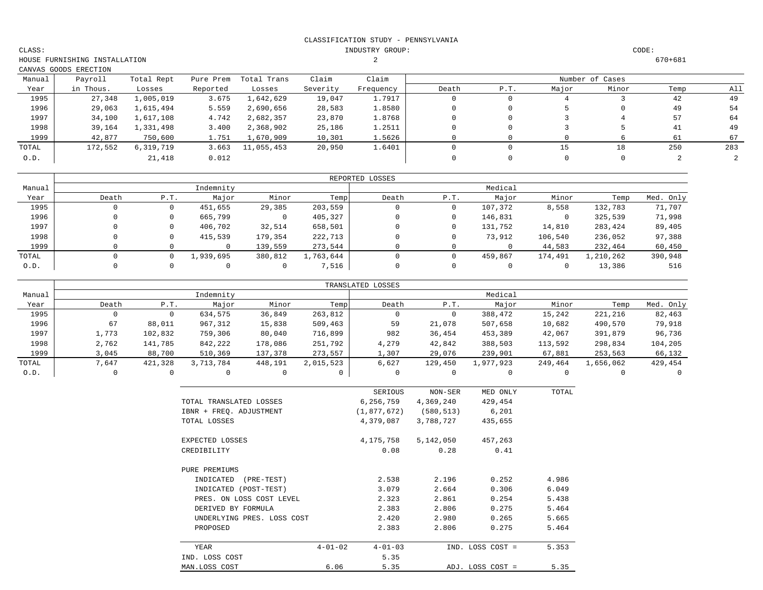CLASSIFICATION STUDY - PENNSYLVANIA

CLASS: HOUSE FURNISHING INSTALLATION CANVAS GOODS ERECTION

INDUSTRY GROUP: 2

CODE: 670+681

| Manual Year | Payroll in Thous. | Total Rept Losses | Pure Prem Reported | Total Trans Losses | Claim Severity | Claim Frequency | Death | P.T. | Major | Minor | Temp | All |
|---|---|---|---|---|---|---|---|---|---|---|---|---|
| | | | | | | | Number of Cases | | | | | |
| 1995 | 27,348 | 1,005,019 | 3.675 | 1,642,629 | 19,047 | 1.7917 | 0 | 0 | 4 | 3 | 42 | 49 |
| 1996 | 29,063 | 1,615,494 | 5.559 | 2,690,656 | 28,583 | 1.8580 | 0 | 0 | 5 | 0 | 49 | 54 |
| 1997 | 34,100 | 1,617,108 | 4.742 | 2,682,357 | 23,870 | 1.8768 | 0 | 0 | 3 | 4 | 57 | 64 |
| 1998 | 39,164 | 1,331,498 | 3.400 | 2,368,902 | 25,186 | 1.2511 | 0 | 0 | 3 | 5 | 41 | 49 |
| 1999 | 42,877 | 750,600 | 1.751 | 1,670,909 | 10,301 | 1.5626 | 0 | 0 | 0 | 6 | 61 | 67 |
| TOTAL | 172,552 | 6,319,719 | 3.663 | 11,055,453 | 20,950 | 1.6401 | 0 | 0 | 15 | 18 | 250 | 283 |
| O.D. | | 21,418 | 0.012 | | | | 0 | 0 | 0 | 0 | 2 | 2 |

REPORTED LOSSES

| Manual Year | Indemnity Death | Indemnity P.T. | Indemnity Major | Indemnity Minor | Indemnity Temp | Medical Death | Medical P.T. | Medical Major | Medical Minor | Medical Temp | Med. Only |
|---|---|---|---|---|---|---|---|---|---|---|---|
| 1995 | 0 | 0 | 451,655 | 29,385 | 203,559 | 0 | 0 | 107,372 | 8,558 | 132,783 | 71,707 |
| 1996 | 0 | 0 | 665,799 | 0 | 405,327 | 0 | 0 | 146,831 | 0 | 325,539 | 71,998 |
| 1997 | 0 | 0 | 406,702 | 32,514 | 658,501 | 0 | 0 | 131,752 | 14,810 | 283,424 | 89,405 |
| 1998 | 0 | 0 | 415,539 | 179,354 | 222,713 | 0 | 0 | 73,912 | 106,540 | 236,052 | 97,388 |
| 1999 | 0 | 0 | 0 | 139,559 | 273,544 | 0 | 0 | 0 | 44,583 | 232,464 | 60,450 |
| TOTAL | 0 | 0 | 1,939,695 | 380,812 | 1,763,644 | 0 | 0 | 459,867 | 174,491 | 1,210,262 | 390,948 |
| O.D. | 0 | 0 | 0 | 0 | 7,516 | 0 | 0 | 0 | 0 | 13,386 | 516 |

TRANSLATED LOSSES

| Manual Year | Indemnity Death | Indemnity P.T. | Indemnity Major | Indemnity Minor | Indemnity Temp | Medical Death | Medical P.T. | Medical Major | Medical Minor | Medical Temp | Med. Only |
|---|---|---|---|---|---|---|---|---|---|---|---|
| 1995 | 0 | 0 | 634,575 | 36,849 | 263,812 | 0 | 0 | 388,472 | 15,242 | 221,216 | 82,463 |
| 1996 | 67 | 88,011 | 967,312 | 15,838 | 509,463 | 59 | 21,078 | 507,658 | 10,682 | 490,570 | 79,918 |
| 1997 | 1,773 | 102,832 | 759,306 | 80,040 | 716,899 | 982 | 36,454 | 453,389 | 42,067 | 391,879 | 96,736 |
| 1998 | 2,762 | 141,785 | 842,222 | 178,086 | 251,792 | 4,279 | 42,842 | 388,503 | 113,592 | 298,834 | 104,205 |
| 1999 | 3,045 | 88,700 | 510,369 | 137,378 | 273,557 | 1,307 | 29,076 | 239,901 | 67,881 | 253,563 | 66,132 |
| TOTAL | 7,647 | 421,328 | 3,713,784 | 448,191 | 2,015,523 | 6,627 | 129,450 | 1,977,923 | 249,464 | 1,656,062 | 429,454 |
| O.D. | 0 | 0 | 0 | 0 | 0 | 0 | 0 | 0 | 0 | 0 | 0 |

| | SERIOUS | NON-SER | MED ONLY | TOTAL |
|---|---|---|---|---|
| TOTAL TRANSLATED LOSSES | 6,256,759 | 4,369,240 | 429,454 | |
| IBNR + FREQ. ADJUSTMENT | (1,877,672) | (580,513) | 6,201 | |
| TOTAL LOSSES | 4,379,087 | 3,788,727 | 435,655 | |
| EXPECTED LOSSES | 4,175,758 | 5,142,050 | 457,263 | |
| CREDIBILITY | 0.08 | 0.28 | 0.41 | |
| PURE PREMIUMS | | | | |
| INDICATED (PRE-TEST) | 2.538 | 2.196 | 0.252 | 4.986 |
| INDICATED (POST-TEST) | 3.079 | 2.664 | 0.306 | 6.049 |
| PRES. ON LOSS COST LEVEL | 2.323 | 2.861 | 0.254 | 5.438 |
| DERIVED BY FORMULA | 2.383 | 2.806 | 0.275 | 5.464 |
| UNDERLYING PRES. LOSS COST | 2.420 | 2.980 | 0.265 | 5.665 |
| PROPOSED | 2.383 | 2.806 | 0.275 | 5.464 |

| YEAR | 4-01-02 | 4-01-03 | | |
|---|---|---|---|---|
| IND. LOSS COST | | 5.35 | IND. LOSS COST = | 5.353 |
| MAN.LOSS COST | 6.06 | 5.35 | ADJ. LOSS COST = | 5.35 |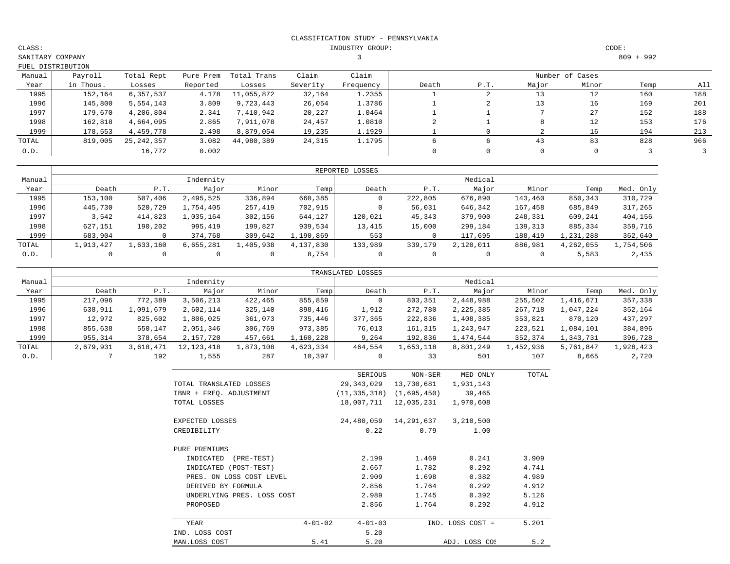CLASSIFICATION STUDY - PENNSYLVANIA

CLASS: SANITARY COMPANY FUEL DISTRIBUTION

INDUSTRY GROUP: 3

CODE: 809 + 992

| Manual Year | Payroll in Thous. | Total Rept Losses | Pure Prem Reported | Total Trans Losses | Claim Severity | Claim Frequency | Death | P.T. | Major | Minor | Temp | All |
|---|---|---|---|---|---|---|---|---|---|---|---|---|
| | | | | | | | Number of Cases | | | | | |
| 1995 | 152,164 | 6,357,537 | 4.178 | 11,055,872 | 32,164 | 1.2355 | 1 | 2 | 13 | 12 | 160 | 188 |
| 1996 | 145,800 | 5,554,143 | 3.809 | 9,723,443 | 26,054 | 1.3786 | 1 | 2 | 13 | 16 | 169 | 201 |
| 1997 | 179,670 | 4,206,804 | 2.341 | 7,410,942 | 20,227 | 1.0464 | 1 | 1 | 7 | 27 | 152 | 188 |
| 1998 | 162,818 | 4,664,095 | 2.865 | 7,911,078 | 24,457 | 1.0810 | 2 | 1 | 8 | 12 | 153 | 176 |
| 1999 | 178,553 | 4,459,778 | 2.498 | 8,879,054 | 19,235 | 1.1929 | 1 | 0 | 2 | 16 | 194 | 213 |
| TOTAL | 819,005 | 25,242,357 | 3.082 | 44,980,389 | 24,315 | 1.1795 | 6 | 6 | 43 | 83 | 828 | 966 |
| O.D. | | 16,772 | 0.002 | | | | 0 | 0 | 0 | 0 | 3 | 3 |

REPORTED LOSSES

| Manual Year | Indemnity Death | Indemnity P.T. | Indemnity Major | Indemnity Minor | Indemnity Temp | Medical Death | Medical P.T. | Medical Major | Medical Minor | Medical Temp | Med. Only |
|---|---|---|---|---|---|---|---|---|---|---|---|
| 1995 | 153,100 | 507,406 | 2,495,525 | 336,894 | 660,385 | 0 | 222,805 | 676,890 | 143,460 | 850,343 | 310,729 |
| 1996 | 445,730 | 520,729 | 1,754,405 | 257,419 | 702,915 | 0 | 56,031 | 646,342 | 167,458 | 685,849 | 317,265 |
| 1997 | 3,542 | 414,823 | 1,035,164 | 302,156 | 644,127 | 120,021 | 45,343 | 379,900 | 248,331 | 609,241 | 404,156 |
| 1998 | 627,151 | 190,202 | 995,419 | 199,827 | 939,534 | 13,415 | 15,000 | 299,184 | 139,313 | 885,334 | 359,716 |
| 1999 | 683,904 | 0 | 374,768 | 309,642 | 1,190,869 | 553 | 0 | 117,695 | 188,419 | 1,231,288 | 362,640 |
| TOTAL | 1,913,427 | 1,633,160 | 6,655,281 | 1,405,938 | 4,137,830 | 133,989 | 339,179 | 2,120,011 | 886,981 | 4,262,055 | 1,754,506 |
| O.D. | 0 | 0 | 0 | 0 | 8,754 | 0 | 0 | 0 | 0 | 5,583 | 2,435 |

TRANSLATED LOSSES

| Manual Year | Indemnity Death | Indemnity P.T. | Indemnity Major | Indemnity Minor | Indemnity Temp | Medical Death | Medical P.T. | Medical Major | Medical Minor | Medical Temp | Med. Only |
|---|---|---|---|---|---|---|---|---|---|---|---|
| 1995 | 217,096 | 772,389 | 3,506,213 | 422,465 | 855,859 | 0 | 803,351 | 2,448,988 | 255,502 | 1,416,671 | 357,338 |
| 1996 | 638,911 | 1,091,679 | 2,602,114 | 325,140 | 898,416 | 1,912 | 272,780 | 2,225,385 | 267,718 | 1,047,224 | 352,164 |
| 1997 | 12,972 | 825,602 | 1,806,025 | 361,073 | 735,446 | 377,365 | 222,836 | 1,408,385 | 353,821 | 870,120 | 437,297 |
| 1998 | 855,638 | 550,147 | 2,051,346 | 306,769 | 973,385 | 76,013 | 161,315 | 1,243,947 | 223,521 | 1,084,101 | 384,896 |
| 1999 | 955,314 | 378,654 | 2,157,720 | 457,661 | 1,160,228 | 9,264 | 192,836 | 1,474,544 | 352,374 | 1,343,731 | 396,728 |
| TOTAL | 2,679,931 | 3,618,471 | 12,123,418 | 1,873,108 | 4,623,334 | 464,554 | 1,653,118 | 8,801,249 | 1,452,936 | 5,761,847 | 1,928,423 |
| O.D. | 7 | 192 | 1,555 | 287 | 10,397 | 0 | 33 | 501 | 107 | 8,665 | 2,720 |

| | SERIOUS | NON-SER | MED ONLY | TOTAL |
|---|---|---|---|---|
| TOTAL TRANSLATED LOSSES | 29,343,029 | 13,730,681 | 1,931,143 | |
| IBNR + FREQ. ADJUSTMENT | (11,335,318) | (1,695,450) | 39,465 | |
| TOTAL LOSSES | 18,007,711 | 12,035,231 | 1,970,608 | |
| EXPECTED LOSSES | 24,480,059 | 14,291,637 | 3,210,500 | |
| CREDIBILITY | 0.22 | 0.79 | 1.00 | |
| PURE PREMIUMS | | | | |
| INDICATED (PRE-TEST) | 2.199 | 1.469 | 0.241 | 3.909 |
| INDICATED (POST-TEST) | 2.667 | 1.782 | 0.292 | 4.741 |
| PRES. ON LOSS COST LEVEL | 2.909 | 1.698 | 0.382 | 4.989 |
| DERIVED BY FORMULA | 2.856 | 1.764 | 0.292 | 4.912 |
| UNDERLYING PRES. LOSS COST | 2.989 | 1.745 | 0.392 | 5.126 |
| PROPOSED | 2.856 | 1.764 | 0.292 | 4.912 |

| YEAR | 4-01-02 | 4-01-03 | IND. LOSS COST = | 5.201 |
|---|---|---|---|---|
| IND. LOSS COST | | 5.20 | | |
| MAN.LOSS COST | 5.41 | 5.20 | ADJ. LOSS COS | 5.2 |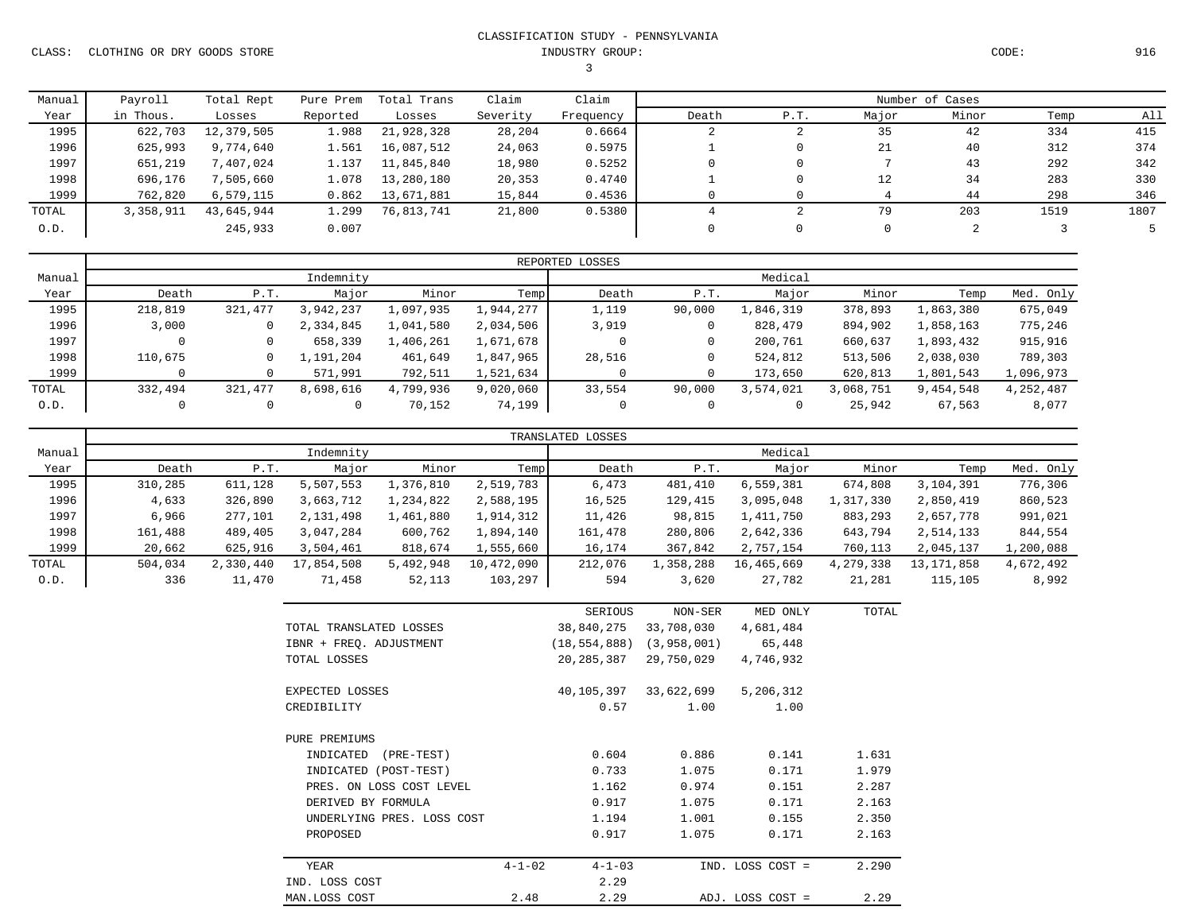CLASSIFICATION STUDY - PENNSYLVANIA

CLASS: CLOTHING OR DRY GOODS STORE &nbsp;&nbsp;&nbsp; INDUSTRY GROUP: 3 &nbsp;&nbsp;&nbsp; CODE: 916

| Manual Year | Payroll in Thous. | Total Rept Losses | Pure Prem Reported | Total Trans Losses | Claim Severity | Claim Frequency | Death | P.T. | Major | Minor | Temp | All |
|---|---|---|---|---|---|---|---|---|---|---|---|---|
| | | | | | | | Number of Cases | | | | | |
| 1995 | 622,703 | 12,379,505 | 1.988 | 21,928,328 | 28,204 | 0.6664 | 2 | 2 | 35 | 42 | 334 | 415 |
| 1996 | 625,993 | 9,774,640 | 1.561 | 16,087,512 | 24,063 | 0.5975 | 1 | 0 | 21 | 40 | 312 | 374 |
| 1997 | 651,219 | 7,407,024 | 1.137 | 11,845,840 | 18,980 | 0.5252 | 0 | 0 | 7 | 43 | 292 | 342 |
| 1998 | 696,176 | 7,505,660 | 1.078 | 13,280,180 | 20,353 | 0.4740 | 1 | 0 | 12 | 34 | 283 | 330 |
| 1999 | 762,820 | 6,579,115 | 0.862 | 13,671,881 | 15,844 | 0.4536 | 0 | 0 | 4 | 44 | 298 | 346 |
| TOTAL | 3,358,911 | 43,645,944 | 1.299 | 76,813,741 | 21,800 | 0.5380 | 4 | 2 | 79 | 203 | 1519 | 1807 |
| O.D. | | 245,933 | 0.007 | | | | 0 | 0 | 0 | 2 | 3 | 5 |

REPORTED LOSSES

| Manual Year | Indemnity Death | Indemnity P.T. | Indemnity Major | Indemnity Minor | Indemnity Temp | Medical Death | Medical P.T. | Medical Major | Medical Minor | Medical Temp | Med. Only |
|---|---|---|---|---|---|---|---|---|---|---|---|
| 1995 | 218,819 | 321,477 | 3,942,237 | 1,097,935 | 1,944,277 | 1,119 | 90,000 | 1,846,319 | 378,893 | 1,863,380 | 675,049 |
| 1996 | 3,000 | 0 | 2,334,845 | 1,041,580 | 2,034,506 | 3,919 | 0 | 828,479 | 894,902 | 1,858,163 | 775,246 |
| 1997 | 0 | 0 | 658,339 | 1,406,261 | 1,671,678 | 0 | 0 | 200,761 | 660,637 | 1,893,432 | 915,916 |
| 1998 | 110,675 | 0 | 1,191,204 | 461,649 | 1,847,965 | 28,516 | 0 | 524,812 | 513,506 | 2,038,030 | 789,303 |
| 1999 | 0 | 0 | 571,991 | 792,511 | 1,521,634 | 0 | 0 | 173,650 | 620,813 | 1,801,543 | 1,096,973 |
| TOTAL | 332,494 | 321,477 | 8,698,616 | 4,799,936 | 9,020,060 | 33,554 | 90,000 | 3,574,021 | 3,068,751 | 9,454,548 | 4,252,487 |
| O.D. | 0 | 0 | 0 | 70,152 | 74,199 | 0 | 0 | 0 | 25,942 | 67,563 | 8,077 |

TRANSLATED LOSSES

| Manual Year | Indemnity Death | Indemnity P.T. | Indemnity Major | Indemnity Minor | Indemnity Temp | Medical Death | Medical P.T. | Medical Major | Medical Minor | Medical Temp | Med. Only |
|---|---|---|---|---|---|---|---|---|---|---|---|
| 1995 | 310,285 | 611,128 | 5,507,553 | 1,376,810 | 2,519,783 | 6,473 | 481,410 | 6,559,381 | 674,808 | 3,104,391 | 776,306 |
| 1996 | 4,633 | 326,890 | 3,663,712 | 1,234,822 | 2,588,195 | 16,525 | 129,415 | 3,095,048 | 1,317,330 | 2,850,419 | 860,523 |
| 1997 | 6,966 | 277,101 | 2,131,498 | 1,461,880 | 1,914,312 | 11,426 | 98,815 | 1,411,750 | 883,293 | 2,657,778 | 991,021 |
| 1998 | 161,488 | 489,405 | 3,047,284 | 600,762 | 1,894,140 | 161,478 | 280,806 | 2,642,336 | 643,794 | 2,514,133 | 844,554 |
| 1999 | 20,662 | 625,916 | 3,504,461 | 818,674 | 1,555,660 | 16,174 | 367,842 | 2,757,154 | 760,113 | 2,045,137 | 1,200,088 |
| TOTAL | 504,034 | 2,330,440 | 17,854,508 | 5,492,948 | 10,472,090 | 212,076 | 1,358,288 | 16,465,669 | 4,279,338 | 13,171,858 | 4,672,492 |
| O.D. | 336 | 11,470 | 71,458 | 52,113 | 103,297 | 594 | 3,620 | 27,782 | 21,281 | 115,105 | 8,992 |

| | SERIOUS | NON-SER | MED ONLY | TOTAL |
|---|---|---|---|---|
| TOTAL TRANSLATED LOSSES | 38,840,275 | 33,708,030 | 4,681,484 | |
| IBNR + FREQ. ADJUSTMENT | (18,554,888) | (3,958,001) | 65,448 | |
| TOTAL LOSSES | 20,285,387 | 29,750,029 | 4,746,932 | |
| EXPECTED LOSSES | 40,105,397 | 33,622,699 | 5,206,312 | |
| CREDIBILITY | 0.57 | 1.00 | 1.00 | |
| PURE PREMIUMS | | | | |
| INDICATED (PRE-TEST) | 0.604 | 0.886 | 0.141 | 1.631 |
| INDICATED (POST-TEST) | 0.733 | 1.075 | 0.171 | 1.979 |
| PRES. ON LOSS COST LEVEL | 1.162 | 0.974 | 0.151 | 2.287 |
| DERIVED BY FORMULA | 0.917 | 1.075 | 0.171 | 2.163 |
| UNDERLYING PRES. LOSS COST | 1.194 | 1.001 | 0.155 | 2.350 |
| PROPOSED | 0.917 | 1.075 | 0.171 | 2.163 |

| YEAR | 4-1-02 | 4-1-03 | | |
|---|---|---|---|---|
| IND. LOSS COST | | 2.29 | IND. LOSS COST = | 2.290 |
| MAN.LOSS COST | 2.48 | 2.29 | ADJ. LOSS COST = | 2.29 |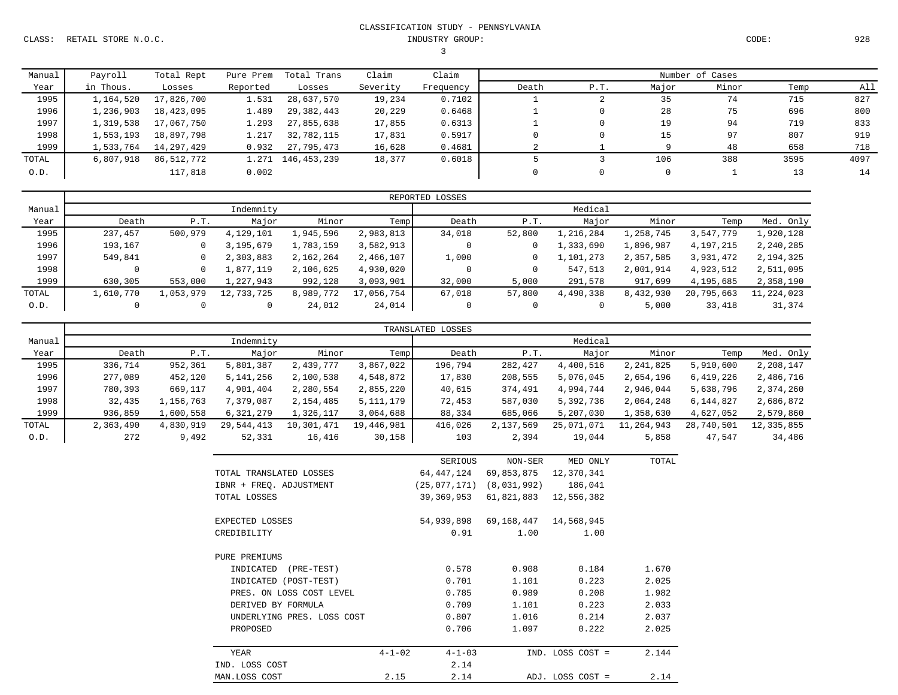CLASSIFICATION STUDY - PENNSYLVANIA

CLASS: RETAIL STORE N.O.C. INDUSTRY GROUP: 3 CODE: 928

| Manual Year | Payroll in Thous. | Total Rept Losses | Pure Prem Reported | Total Trans Losses | Claim Severity | Claim Frequency | Number of Cases Death | P.T. | Major | Minor | Temp | All |
|---|---|---|---|---|---|---|---|---|---|---|---|---|
| 1995 | 1,164,520 | 17,826,700 | 1.531 | 28,637,570 | 19,234 | 0.7102 | 1 | 2 | 35 | 74 | 715 | 827 |
| 1996 | 1,236,903 | 18,423,095 | 1.489 | 29,382,443 | 20,229 | 0.6468 | 1 | 0 | 28 | 75 | 696 | 800 |
| 1997 | 1,319,538 | 17,067,750 | 1.293 | 27,855,638 | 17,855 | 0.6313 | 1 | 0 | 19 | 94 | 719 | 833 |
| 1998 | 1,553,193 | 18,897,798 | 1.217 | 32,782,115 | 17,831 | 0.5917 | 0 | 0 | 15 | 97 | 807 | 919 |
| 1999 | 1,533,764 | 14,297,429 | 0.932 | 27,795,473 | 16,628 | 0.4681 | 2 | 1 | 9 | 48 | 658 | 718 |
| TOTAL | 6,807,918 | 86,512,772 | 1.271 | 146,453,239 | 18,377 | 0.6018 | 5 | 3 | 106 | 388 | 3595 | 4097 |
| O.D. | | 117,818 | 0.002 | | | | 0 | 0 | 0 | 1 | 13 | 14 |

REPORTED LOSSES

| Manual Year | Indemnity Death | P.T. | Major | Minor | Temp | Medical Death | P.T. | Major | Minor | Temp | Med. Only |
|---|---|---|---|---|---|---|---|---|---|---|---|
| 1995 | 237,457 | 500,979 | 4,129,101 | 1,945,596 | 2,983,813 | 34,018 | 52,800 | 1,216,284 | 1,258,745 | 3,547,779 | 1,920,128 |
| 1996 | 193,167 | 0 | 3,195,679 | 1,783,159 | 3,582,913 | 0 | 0 | 1,333,690 | 1,896,987 | 4,197,215 | 2,240,285 |
| 1997 | 549,841 | 0 | 2,303,883 | 2,162,264 | 2,466,107 | 1,000 | 0 | 1,101,273 | 2,357,585 | 3,931,472 | 2,194,325 |
| 1998 | 0 | 0 | 1,877,119 | 2,106,625 | 4,930,020 | 0 | 0 | 547,513 | 2,001,914 | 4,923,512 | 2,511,095 |
| 1999 | 630,305 | 553,000 | 1,227,943 | 992,128 | 3,093,901 | 32,000 | 5,000 | 291,578 | 917,699 | 4,195,685 | 2,358,190 |
| TOTAL | 1,610,770 | 1,053,979 | 12,733,725 | 8,989,772 | 17,056,754 | 67,018 | 57,800 | 4,490,338 | 8,432,930 | 20,795,663 | 11,224,023 |
| O.D. | 0 | 0 | 0 | 24,012 | 24,014 | 0 | 0 | 0 | 5,000 | 33,418 | 31,374 |

TRANSLATED LOSSES

| Manual Year | Indemnity Death | P.T. | Major | Minor | Temp | Medical Death | P.T. | Major | Minor | Temp | Med. Only |
|---|---|---|---|---|---|---|---|---|---|---|---|
| 1995 | 336,714 | 952,361 | 5,801,387 | 2,439,777 | 3,867,022 | 196,794 | 282,427 | 4,400,516 | 2,241,825 | 5,910,600 | 2,208,147 |
| 1996 | 277,089 | 452,120 | 5,141,256 | 2,100,538 | 4,548,872 | 17,830 | 208,555 | 5,076,045 | 2,654,196 | 6,419,226 | 2,486,716 |
| 1997 | 780,393 | 669,117 | 4,901,404 | 2,280,554 | 2,855,220 | 40,615 | 374,491 | 4,994,744 | 2,946,044 | 5,638,796 | 2,374,260 |
| 1998 | 32,435 | 1,156,763 | 7,379,087 | 2,154,485 | 5,111,179 | 72,453 | 587,030 | 5,392,736 | 2,064,248 | 6,144,827 | 2,686,872 |
| 1999 | 936,859 | 1,600,558 | 6,321,279 | 1,326,117 | 3,064,688 | 88,334 | 685,066 | 5,207,030 | 1,358,630 | 4,627,052 | 2,579,860 |
| TOTAL | 2,363,490 | 4,830,919 | 29,544,413 | 10,301,471 | 19,446,981 | 416,026 | 2,137,569 | 25,071,071 | 11,264,943 | 28,740,501 | 12,335,855 |
| O.D. | 272 | 9,492 | 52,331 | 16,416 | 30,158 | 103 | 2,394 | 19,044 | 5,858 | 47,547 | 34,486 |

| | SERIOUS | NON-SER | MED ONLY | TOTAL |
|---|---|---|---|---|
| TOTAL TRANSLATED LOSSES | 64,447,124 | 69,853,875 | 12,370,341 | |
| IBNR + FREQ. ADJUSTMENT | (25,077,171) | (8,031,992) | 186,041 | |
| TOTAL LOSSES | 39,369,953 | 61,821,883 | 12,556,382 | |
| EXPECTED LOSSES | 54,939,898 | 69,168,447 | 14,568,945 | |
| CREDIBILITY | 0.91 | 1.00 | 1.00 | |
| PURE PREMIUMS | | | | |
| INDICATED (PRE-TEST) | 0.578 | 0.908 | 0.184 | 1.670 |
| INDICATED (POST-TEST) | 0.701 | 1.101 | 0.223 | 2.025 |
| PRES. ON LOSS COST LEVEL | 0.785 | 0.989 | 0.208 | 1.982 |
| DERIVED BY FORMULA | 0.709 | 1.101 | 0.223 | 2.033 |
| UNDERLYING PRES. LOSS COST | 0.807 | 1.016 | 0.214 | 2.037 |
| PROPOSED | 0.706 | 1.097 | 0.222 | 2.025 |

| YEAR | 4-1-02 | 4-1-03 | | |
|---|---|---|---|---|
| IND. LOSS COST | | 2.14 | IND. LOSS COST = | 2.144 |
| MAN.LOSS COST | 2.15 | 2.14 | ADJ. LOSS COST = | 2.14 |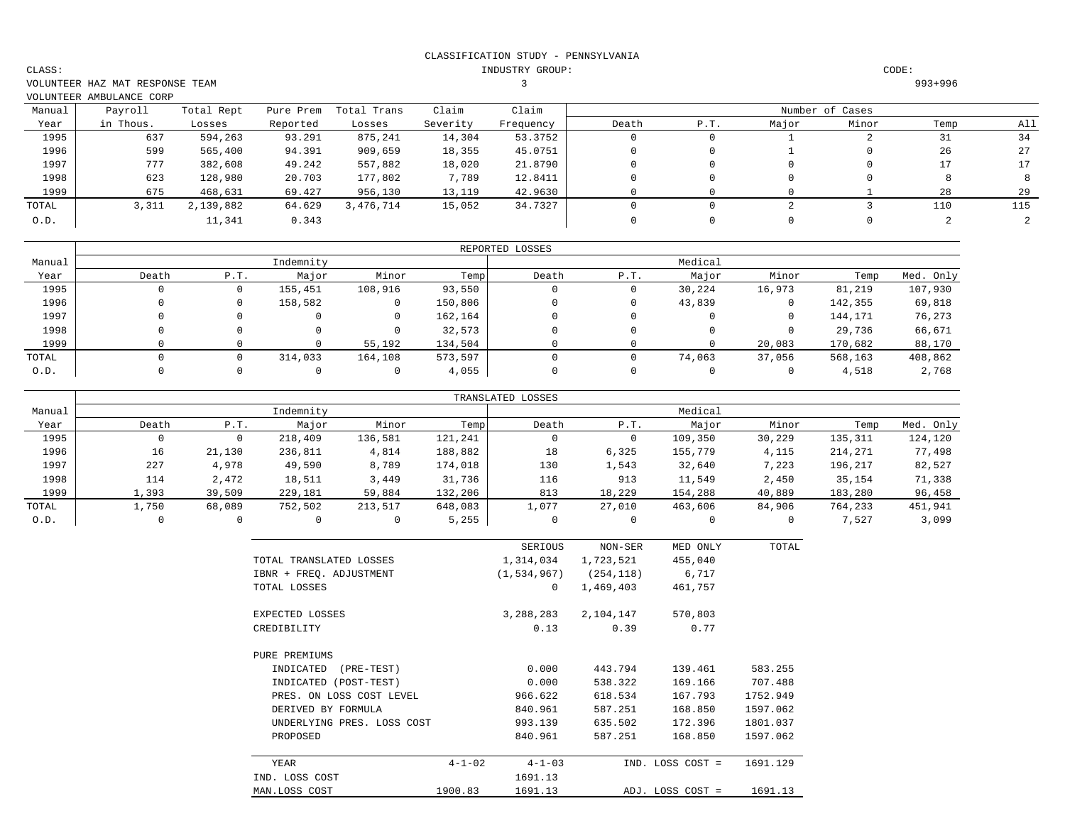CLASSIFICATION STUDY - PENNSYLVANIA

CLASS: VOLUNTEER HAZ MAT RESPONSE TEAM / VOLUNTEER AMBULANCE CORP

INDUSTRY GROUP: 3

CODE: 993+996

| Manual Year | Payroll in Thous. | Total Rept Losses | Pure Prem Reported | Total Trans Losses | Claim Severity | Claim Frequency | Death | P.T. | Major | Minor | Temp | All |
|---|---|---|---|---|---|---|---|---|---|---|---|---|
| | | | | | | | Number of Cases | | | | | |
| 1995 | 637 | 594,263 | 93.291 | 875,241 | 14,304 | 53.3752 | 0 | 0 | 1 | 2 | 31 | 34 |
| 1996 | 599 | 565,400 | 94.391 | 909,659 | 18,355 | 45.0751 | 0 | 0 | 1 | 0 | 26 | 27 |
| 1997 | 777 | 382,608 | 49.242 | 557,882 | 18,020 | 21.8790 | 0 | 0 | 0 | 0 | 17 | 17 |
| 1998 | 623 | 128,980 | 20.703 | 177,802 | 7,789 | 12.8411 | 0 | 0 | 0 | 0 | 8 | 8 |
| 1999 | 675 | 468,631 | 69.427 | 956,130 | 13,119 | 42.9630 | 0 | 0 | 0 | 1 | 28 | 29 |
| TOTAL | 3,311 | 2,139,882 | 64.629 | 3,476,714 | 15,052 | 34.7327 | 0 | 0 | 2 | 3 | 110 | 115 |
| O.D. | | 11,341 | 0.343 | | | | 0 | 0 | 0 | 0 | 2 | 2 |

REPORTED LOSSES

| Manual Year | Indemnity | | | | | Medical | | | | | |
|---|---|---|---|---|---|---|---|---|---|---|---|
| | Death | P.T. | Major | Minor | Temp | Death | P.T. | Major | Minor | Temp | Med. Only |
| 1995 | 0 | 0 | 155,451 | 108,916 | 93,550 | 0 | 0 | 30,224 | 16,973 | 81,219 | 107,930 |
| 1996 | 0 | 0 | 158,582 | 0 | 150,806 | 0 | 0 | 43,839 | 0 | 142,355 | 69,818 |
| 1997 | 0 | 0 | 0 | 0 | 162,164 | 0 | 0 | 0 | 0 | 144,171 | 76,273 |
| 1998 | 0 | 0 | 0 | 0 | 32,573 | 0 | 0 | 0 | 0 | 29,736 | 66,671 |
| 1999 | 0 | 0 | 0 | 55,192 | 134,504 | 0 | 0 | 0 | 20,083 | 170,682 | 88,170 |
| TOTAL | 0 | 0 | 314,033 | 164,108 | 573,597 | 0 | 0 | 74,063 | 37,056 | 568,163 | 408,862 |
| O.D. | 0 | 0 | 0 | 0 | 4,055 | 0 | 0 | 0 | 0 | 4,518 | 2,768 |

TRANSLATED LOSSES

| Manual Year | Indemnity | | | | | Medical | | | | | |
|---|---|---|---|---|---|---|---|---|---|---|---|
| | Death | P.T. | Major | Minor | Temp | Death | P.T. | Major | Minor | Temp | Med. Only |
| 1995 | 0 | 0 | 218,409 | 136,581 | 121,241 | 0 | 0 | 109,350 | 30,229 | 135,311 | 124,120 |
| 1996 | 16 | 21,130 | 236,811 | 4,814 | 188,882 | 18 | 6,325 | 155,779 | 4,115 | 214,271 | 77,498 |
| 1997 | 227 | 4,978 | 49,590 | 8,789 | 174,018 | 130 | 1,543 | 32,640 | 7,223 | 196,217 | 82,527 |
| 1998 | 114 | 2,472 | 18,511 | 3,449 | 31,736 | 116 | 913 | 11,549 | 2,450 | 35,154 | 71,338 |
| 1999 | 1,393 | 39,509 | 229,181 | 59,884 | 132,206 | 813 | 18,229 | 154,288 | 40,889 | 183,280 | 96,458 |
| TOTAL | 1,750 | 68,089 | 752,502 | 213,517 | 648,083 | 1,077 | 27,010 | 463,606 | 84,906 | 764,233 | 451,941 |
| O.D. | 0 | 0 | 0 | 0 | 5,255 | 0 | 0 | 0 | 0 | 7,527 | 3,099 |

| | SERIOUS | NON-SER | MED ONLY | TOTAL |
|---|---|---|---|---|
| TOTAL TRANSLATED LOSSES | 1,314,034 | 1,723,521 | 455,040 | |
| IBNR + FREQ. ADJUSTMENT | (1,534,967) | (254,118) | 6,717 | |
| TOTAL LOSSES | 0 | 1,469,403 | 461,757 | |
| EXPECTED LOSSES | 3,288,283 | 2,104,147 | 570,803 | |
| CREDIBILITY | 0.13 | 0.39 | 0.77 | |
| PURE PREMIUMS | | | | |
| INDICATED (PRE-TEST) | 0.000 | 443.794 | 139.461 | 583.255 |
| INDICATED (POST-TEST) | 0.000 | 538.322 | 169.166 | 707.488 |
| PRES. ON LOSS COST LEVEL | 966.622 | 618.534 | 167.793 | 1752.949 |
| DERIVED BY FORMULA | 840.961 | 587.251 | 168.850 | 1597.062 |
| UNDERLYING PRES. LOSS COST | 993.139 | 635.502 | 172.396 | 1801.037 |
| PROPOSED | 840.961 | 587.251 | 168.850 | 1597.062 |

| YEAR | 4-1-02 | 4-1-03 | IND. LOSS COST = | 1691.129 |
|---|---|---|---|---|
| IND. LOSS COST | | 1691.13 | | |
| MAN.LOSS COST | 1900.83 | 1691.13 | ADJ. LOSS COST = | 1691.13 |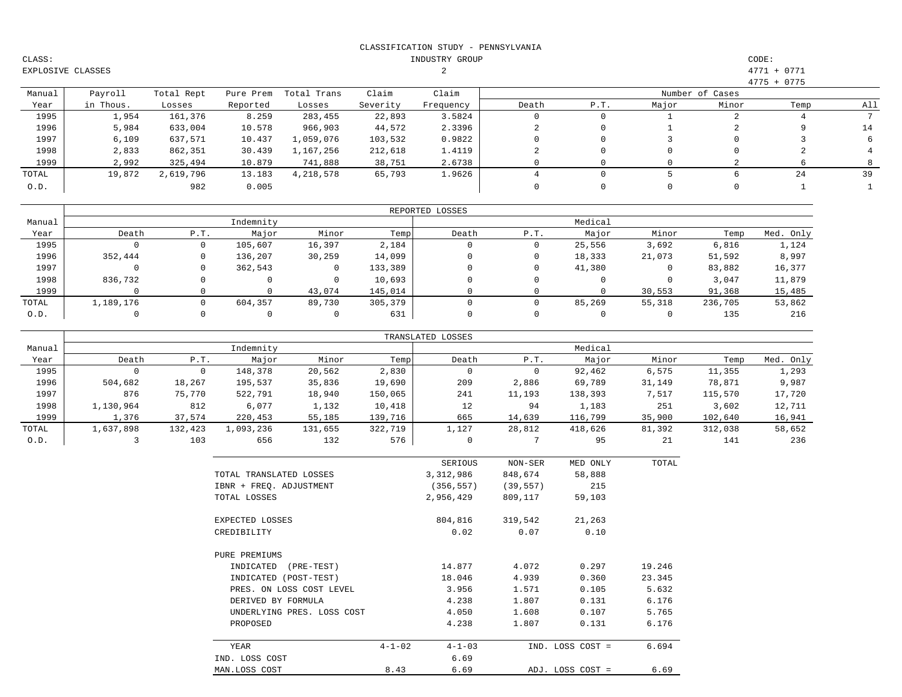# CLASSIFICATION STUDY - PENNSYLVANIA

CLASS: EXPLOSIVE CLASSES

INDUSTRY GROUP 2

CODE: 4771 + 0771, 4775 + 0775

| Manual Year | Payroll in Thous. | Total Rept Losses | Pure Prem Reported | Total Trans Losses | Claim Severity | Claim Frequency | Death | P.T. | Major | Minor | Temp | All |
|---|---|---|---|---|---|---|---|---|---|---|---|---|
| | | | | | | | Number of Cases | | | | | |
| 1995 | 1,954 | 161,376 | 8.259 | 283,455 | 22,893 | 3.5824 | 0 | 0 | 1 | 2 | 4 | 7 |
| 1996 | 5,984 | 633,004 | 10.578 | 966,903 | 44,572 | 2.3396 | 2 | 0 | 1 | 2 | 9 | 14 |
| 1997 | 6,109 | 637,571 | 10.437 | 1,059,076 | 103,532 | 0.9822 | 0 | 0 | 3 | 0 | 3 | 6 |
| 1998 | 2,833 | 862,351 | 30.439 | 1,167,256 | 212,618 | 1.4119 | 2 | 0 | 0 | 0 | 2 | 4 |
| 1999 | 2,992 | 325,494 | 10.879 | 741,888 | 38,751 | 2.6738 | 0 | 0 | 0 | 2 | 6 | 8 |
| TOTAL | 19,872 | 2,619,796 | 13.183 | 4,218,578 | 65,793 | 1.9626 | 4 | 0 | 5 | 6 | 24 | 39 |
| O.D. | | 982 | 0.005 | | | | 0 | 0 | 0 | 0 | 1 | 1 |

## REPORTED LOSSES

| Manual Year | Indemnity Death | Indemnity P.T. | Indemnity Major | Indemnity Minor | Indemnity Temp | Medical Death | Medical P.T. | Medical Major | Medical Minor | Medical Temp | Med. Only |
|---|---|---|---|---|---|---|---|---|---|---|---|
| 1995 | 0 | 0 | 105,607 | 16,397 | 2,184 | 0 | 0 | 25,556 | 3,692 | 6,816 | 1,124 |
| 1996 | 352,444 | 0 | 136,207 | 30,259 | 14,099 | 0 | 0 | 18,333 | 21,073 | 51,592 | 8,997 |
| 1997 | 0 | 0 | 362,543 | 0 | 133,389 | 0 | 0 | 41,380 | 0 | 83,882 | 16,377 |
| 1998 | 836,732 | 0 | 0 | 0 | 10,693 | 0 | 0 | 0 | 0 | 3,047 | 11,879 |
| 1999 | 0 | 0 | 0 | 43,074 | 145,014 | 0 | 0 | 0 | 30,553 | 91,368 | 15,485 |
| TOTAL | 1,189,176 | 0 | 604,357 | 89,730 | 305,379 | 0 | 0 | 85,269 | 55,318 | 236,705 | 53,862 |
| O.D. | 0 | 0 | 0 | 0 | 631 | 0 | 0 | 0 | 0 | 135 | 216 |

## TRANSLATED LOSSES

| Manual Year | Indemnity Death | Indemnity P.T. | Indemnity Major | Indemnity Minor | Indemnity Temp | Medical Death | Medical P.T. | Medical Major | Medical Minor | Medical Temp | Med. Only |
|---|---|---|---|---|---|---|---|---|---|---|---|
| 1995 | 0 | 0 | 148,378 | 20,562 | 2,830 | 0 | 0 | 92,462 | 6,575 | 11,355 | 1,293 |
| 1996 | 504,682 | 18,267 | 195,537 | 35,836 | 19,690 | 209 | 2,886 | 69,789 | 31,149 | 78,871 | 9,987 |
| 1997 | 876 | 75,770 | 522,791 | 18,940 | 150,065 | 241 | 11,193 | 138,393 | 7,517 | 115,570 | 17,720 |
| 1998 | 1,130,964 | 812 | 6,077 | 1,132 | 10,418 | 12 | 94 | 1,183 | 251 | 3,602 | 12,711 |
| 1999 | 1,376 | 37,574 | 220,453 | 55,185 | 139,716 | 665 | 14,639 | 116,799 | 35,900 | 102,640 | 16,941 |
| TOTAL | 1,637,898 | 132,423 | 1,093,236 | 131,655 | 322,719 | 1,127 | 28,812 | 418,626 | 81,392 | 312,038 | 58,652 |
| O.D. | 3 | 103 | 656 | 132 | 576 | 0 | 7 | 95 | 21 | 141 | 236 |

| | SERIOUS | NON-SER | MED ONLY | TOTAL |
|---|---|---|---|---|
| TOTAL TRANSLATED LOSSES | 3,312,986 | 848,674 | 58,888 | |
| IBNR + FREQ. ADJUSTMENT | (356,557) | (39,557) | 215 | |
| TOTAL LOSSES | 2,956,429 | 809,117 | 59,103 | |
| EXPECTED LOSSES | 804,816 | 319,542 | 21,263 | |
| CREDIBILITY | 0.02 | 0.07 | 0.10 | |
| PURE PREMIUMS | | | | |
| INDICATED (PRE-TEST) | 14.877 | 4.072 | 0.297 | 19.246 |
| INDICATED (POST-TEST) | 18.046 | 4.939 | 0.360 | 23.345 |
| PRES. ON LOSS COST LEVEL | 3.956 | 1.571 | 0.105 | 5.632 |
| DERIVED BY FORMULA | 4.238 | 1.807 | 0.131 | 6.176 |
| UNDERLYING PRES. LOSS COST | 4.050 | 1.608 | 0.107 | 5.765 |
| PROPOSED | 4.238 | 1.807 | 0.131 | 6.176 |

| YEAR | 4-1-02 | 4-1-03 | | |
|---|---|---|---|---|
| IND. LOSS COST | | 6.69 | IND. LOSS COST = | 6.694 |
| MAN.LOSS COST | 8.43 | 6.69 | ADJ. LOSS COST = | 6.69 |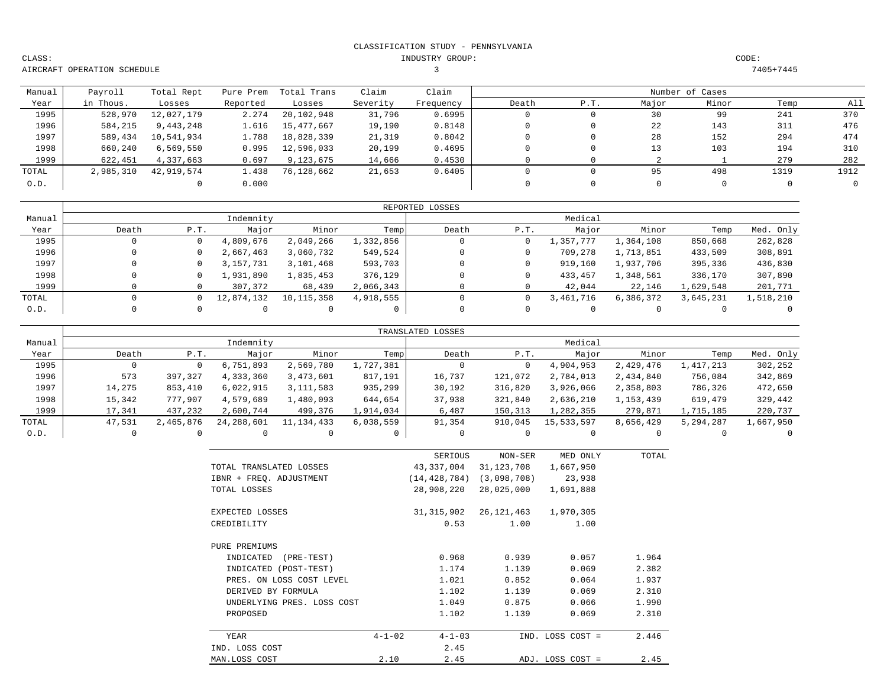CLASSIFICATION STUDY - PENNSYLVANIA

CLASS: AIRCRAFT OPERATION SCHEDULE

INDUSTRY GROUP: 3

CODE: 7405+7445

| Manual Year | Payroll in Thous. | Total Rept Losses | Pure Prem Reported | Total Trans Losses | Claim Severity | Claim Frequency | Number of Cases Death | P.T. | Major | Minor | Temp | All |
|---|---|---|---|---|---|---|---|---|---|---|---|---|
| 1995 | 528,970 | 12,027,179 | 2.274 | 20,102,948 | 31,796 | 0.6995 | 0 | 0 | 30 | 99 | 241 | 370 |
| 1996 | 584,215 | 9,443,248 | 1.616 | 15,477,667 | 19,190 | 0.8148 | 0 | 0 | 22 | 143 | 311 | 476 |
| 1997 | 589,434 | 10,541,934 | 1.788 | 18,828,339 | 21,319 | 0.8042 | 0 | 0 | 28 | 152 | 294 | 474 |
| 1998 | 660,240 | 6,569,550 | 0.995 | 12,596,033 | 20,199 | 0.4695 | 0 | 0 | 13 | 103 | 194 | 310 |
| 1999 | 622,451 | 4,337,663 | 0.697 | 9,123,675 | 14,666 | 0.4530 | 0 | 0 | 2 | 1 | 279 | 282 |
| TOTAL | 2,985,310 | 42,919,574 | 1.438 | 76,128,662 | 21,653 | 0.6405 | 0 | 0 | 95 | 498 | 1319 | 1912 |
| O.D. | | 0 | 0.000 | | | | 0 | 0 | 0 | 0 | 0 | 0 |

REPORTED LOSSES

| Manual Year | Indemnity Death | P.T. | Major | Minor | Temp | Medical Death | P.T. | Major | Minor | Temp | Med. Only |
|---|---|---|---|---|---|---|---|---|---|---|---|
| 1995 | 0 | 0 | 4,809,676 | 2,049,266 | 1,332,856 | 0 | 0 | 1,357,777 | 1,364,108 | 850,668 | 262,828 |
| 1996 | 0 | 0 | 2,667,463 | 3,060,732 | 549,524 | 0 | 0 | 709,278 | 1,713,851 | 433,509 | 308,891 |
| 1997 | 0 | 0 | 3,157,731 | 3,101,468 | 593,703 | 0 | 0 | 919,160 | 1,937,706 | 395,336 | 436,830 |
| 1998 | 0 | 0 | 1,931,890 | 1,835,453 | 376,129 | 0 | 0 | 433,457 | 1,348,561 | 336,170 | 307,890 |
| 1999 | 0 | 0 | 307,372 | 68,439 | 2,066,343 | 0 | 0 | 42,044 | 22,146 | 1,629,548 | 201,771 |
| TOTAL | 0 | 0 | 12,874,132 | 10,115,358 | 4,918,555 | 0 | 0 | 3,461,716 | 6,386,372 | 3,645,231 | 1,518,210 |
| O.D. | 0 | 0 | 0 | 0 | 0 | 0 | 0 | 0 | 0 | 0 | 0 |

TRANSLATED LOSSES

| Manual Year | Indemnity Death | P.T. | Major | Minor | Temp | Medical Death | P.T. | Major | Minor | Temp | Med. Only |
|---|---|---|---|---|---|---|---|---|---|---|---|
| 1995 | 0 | 0 | 6,751,893 | 2,569,780 | 1,727,381 | 0 | 0 | 4,904,953 | 2,429,476 | 1,417,213 | 302,252 |
| 1996 | 573 | 397,327 | 4,333,360 | 3,473,601 | 817,191 | 16,737 | 121,072 | 2,784,013 | 2,434,840 | 756,084 | 342,869 |
| 1997 | 14,275 | 853,410 | 6,022,915 | 3,111,583 | 935,299 | 30,192 | 316,820 | 3,926,066 | 2,358,803 | 786,326 | 472,650 |
| 1998 | 15,342 | 777,907 | 4,579,689 | 1,480,093 | 644,654 | 37,938 | 321,840 | 2,636,210 | 1,153,439 | 619,479 | 329,442 |
| 1999 | 17,341 | 437,232 | 2,600,744 | 499,376 | 1,914,034 | 6,487 | 150,313 | 1,282,355 | 279,871 | 1,715,185 | 220,737 |
| TOTAL | 47,531 | 2,465,876 | 24,288,601 | 11,134,433 | 6,038,559 | 91,354 | 910,045 | 15,533,597 | 8,656,429 | 5,294,287 | 1,667,950 |
| O.D. | 0 | 0 | 0 | 0 | 0 | 0 | 0 | 0 | 0 | 0 | 0 |

| | | SERIOUS | NON-SER | MED ONLY | TOTAL |
|---|---|---|---|---|---|
| TOTAL TRANSLATED LOSSES | | 43,337,004 | 31,123,708 | 1,667,950 | |
| IBNR + FREQ. ADJUSTMENT | | (14,428,784) | (3,098,708) | 23,938 | |
| TOTAL LOSSES | | 28,908,220 | 28,025,000 | 1,691,888 | |
| EXPECTED LOSSES | | 31,315,902 | 26,121,463 | 1,970,305 | |
| CREDIBILITY | | 0.53 | 1.00 | 1.00 | |
| PURE PREMIUMS | | | | | |
| INDICATED (PRE-TEST) | | 0.968 | 0.939 | 0.057 | 1.964 |
| INDICATED (POST-TEST) | | 1.174 | 1.139 | 0.069 | 2.382 |
| PRES. ON LOSS COST LEVEL | | 1.021 | 0.852 | 0.064 | 1.937 |
| DERIVED BY FORMULA | | 1.102 | 1.139 | 0.069 | 2.310 |
| UNDERLYING PRES. LOSS COST | | 1.049 | 0.875 | 0.066 | 1.990 |
| PROPOSED | | 1.102 | 1.139 | 0.069 | 2.310 |
| YEAR | 4-1-02 | 4-1-03 | | IND. LOSS COST = | 2.446 |
| IND. LOSS COST | | 2.45 | | | |
| MAN.LOSS COST | 2.10 | 2.45 | | ADJ. LOSS COST = | 2.45 |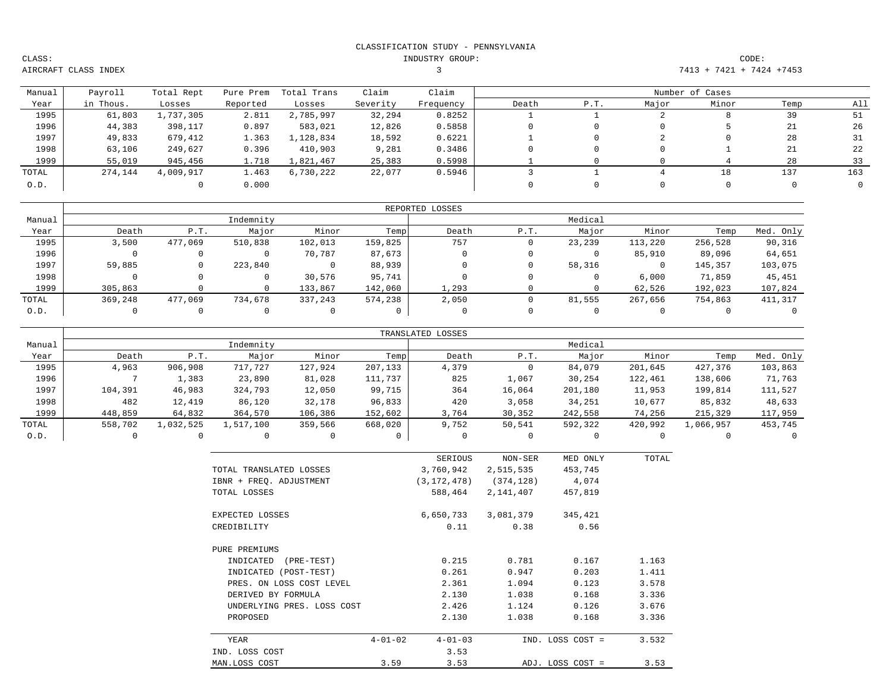CLASSIFICATION STUDY - PENNSYLVANIA

CLASS: AIRCRAFT CLASS INDEX

INDUSTRY GROUP: 3

CODE: 7413 + 7421 + 7424 +7453

| Manual Year | Payroll in Thous. | Total Rept Losses | Pure Prem Reported | Total Trans Losses | Claim Severity | Claim Frequency | Number of Cases Death | P.T. | Major | Minor | Temp | All |
|---|---|---|---|---|---|---|---|---|---|---|---|---|
| 1995 | 61,803 | 1,737,305 | 2.811 | 2,785,997 | 32,294 | 0.8252 | 1 | 1 | 2 | 8 | 39 | 51 |
| 1996 | 44,383 | 398,117 | 0.897 | 583,021 | 12,826 | 0.5858 | 0 | 0 | 0 | 5 | 21 | 26 |
| 1997 | 49,833 | 679,412 | 1.363 | 1,128,834 | 18,592 | 0.6221 | 1 | 0 | 2 | 0 | 28 | 31 |
| 1998 | 63,106 | 249,627 | 0.396 | 410,903 | 9,281 | 0.3486 | 0 | 0 | 0 | 1 | 21 | 22 |
| 1999 | 55,019 | 945,456 | 1.718 | 1,821,467 | 25,383 | 0.5998 | 1 | 0 | 0 | 4 | 28 | 33 |
| TOTAL | 274,144 | 4,009,917 | 1.463 | 6,730,222 | 22,077 | 0.5946 | 3 | 1 | 4 | 18 | 137 | 163 |
| O.D. | | 0 | 0.000 | | | | 0 | 0 | 0 | 0 | 0 | 0 |

REPORTED LOSSES

| Manual | Indemnity | | | | | Medical | | | | | |
|---|---|---|---|---|---|---|---|---|---|---|---|
| Year | Death | P.T. | Major | Minor | Temp | Death | P.T. | Major | Minor | Temp | Med. Only |
| 1995 | 3,500 | 477,069 | 510,838 | 102,013 | 159,825 | 757 | 0 | 23,239 | 113,220 | 256,528 | 90,316 |
| 1996 | 0 | 0 | 0 | 70,787 | 87,673 | 0 | 0 | 0 | 85,910 | 89,096 | 64,651 |
| 1997 | 59,885 | 0 | 223,840 | 0 | 88,939 | 0 | 0 | 58,316 | 0 | 145,357 | 103,075 |
| 1998 | 0 | 0 | 0 | 30,576 | 95,741 | 0 | 0 | 0 | 6,000 | 71,859 | 45,451 |
| 1999 | 305,863 | 0 | 0 | 133,867 | 142,060 | 1,293 | 0 | 0 | 62,526 | 192,023 | 107,824 |
| TOTAL | 369,248 | 477,069 | 734,678 | 337,243 | 574,238 | 2,050 | 0 | 81,555 | 267,656 | 754,863 | 411,317 |
| O.D. | 0 | 0 | 0 | 0 | 0 | 0 | 0 | 0 | 0 | 0 | 0 |

TRANSLATED LOSSES

| Manual | Indemnity | | | | | Medical | | | | | |
|---|---|---|---|---|---|---|---|---|---|---|---|
| Year | Death | P.T. | Major | Minor | Temp | Death | P.T. | Major | Minor | Temp | Med. Only |
| 1995 | 4,963 | 906,908 | 717,727 | 127,924 | 207,133 | 4,379 | 0 | 84,079 | 201,645 | 427,376 | 103,863 |
| 1996 | 7 | 1,383 | 23,890 | 81,028 | 111,737 | 825 | 1,067 | 30,254 | 122,461 | 138,606 | 71,763 |
| 1997 | 104,391 | 46,983 | 324,793 | 12,050 | 99,715 | 364 | 16,064 | 201,180 | 11,953 | 199,814 | 111,527 |
| 1998 | 482 | 12,419 | 86,120 | 32,178 | 96,833 | 420 | 3,058 | 34,251 | 10,677 | 85,832 | 48,633 |
| 1999 | 448,859 | 64,832 | 364,570 | 106,386 | 152,602 | 3,764 | 30,352 | 242,558 | 74,256 | 215,329 | 117,959 |
| TOTAL | 558,702 | 1,032,525 | 1,517,100 | 359,566 | 668,020 | 9,752 | 50,541 | 592,322 | 420,992 | 1,066,957 | 453,745 |
| O.D. | 0 | 0 | 0 | 0 | 0 | 0 | 0 | 0 | 0 | 0 | 0 |

| | SERIOUS | NON-SER | MED ONLY | TOTAL |
|---|---|---|---|---|
| TOTAL TRANSLATED LOSSES | 3,760,942 | 2,515,535 | 453,745 | |
| IBNR + FREQ. ADJUSTMENT | (3,172,478) | (374,128) | 4,074 | |
| TOTAL LOSSES | 588,464 | 2,141,407 | 457,819 | |
| EXPECTED LOSSES | 6,650,733 | 3,081,379 | 345,421 | |
| CREDIBILITY | 0.11 | 0.38 | 0.56 | |
| PURE PREMIUMS | | | | |
| INDICATED (PRE-TEST) | 0.215 | 0.781 | 0.167 | 1.163 |
| INDICATED (POST-TEST) | 0.261 | 0.947 | 0.203 | 1.411 |
| PRES. ON LOSS COST LEVEL | 2.361 | 1.094 | 0.123 | 3.578 |
| DERIVED BY FORMULA | 2.130 | 1.038 | 0.168 | 3.336 |
| UNDERLYING PRES. LOSS COST | 2.426 | 1.124 | 0.126 | 3.676 |
| PROPOSED | 2.130 | 1.038 | 0.168 | 3.336 |

| YEAR | 4-01-02 | 4-01-03 | | |
|---|---|---|---|---|
| IND. LOSS COST | | 3.53 | IND. LOSS COST = | 3.532 |
| MAN.LOSS COST | 3.59 | 3.53 | ADJ. LOSS COST = | 3.53 |